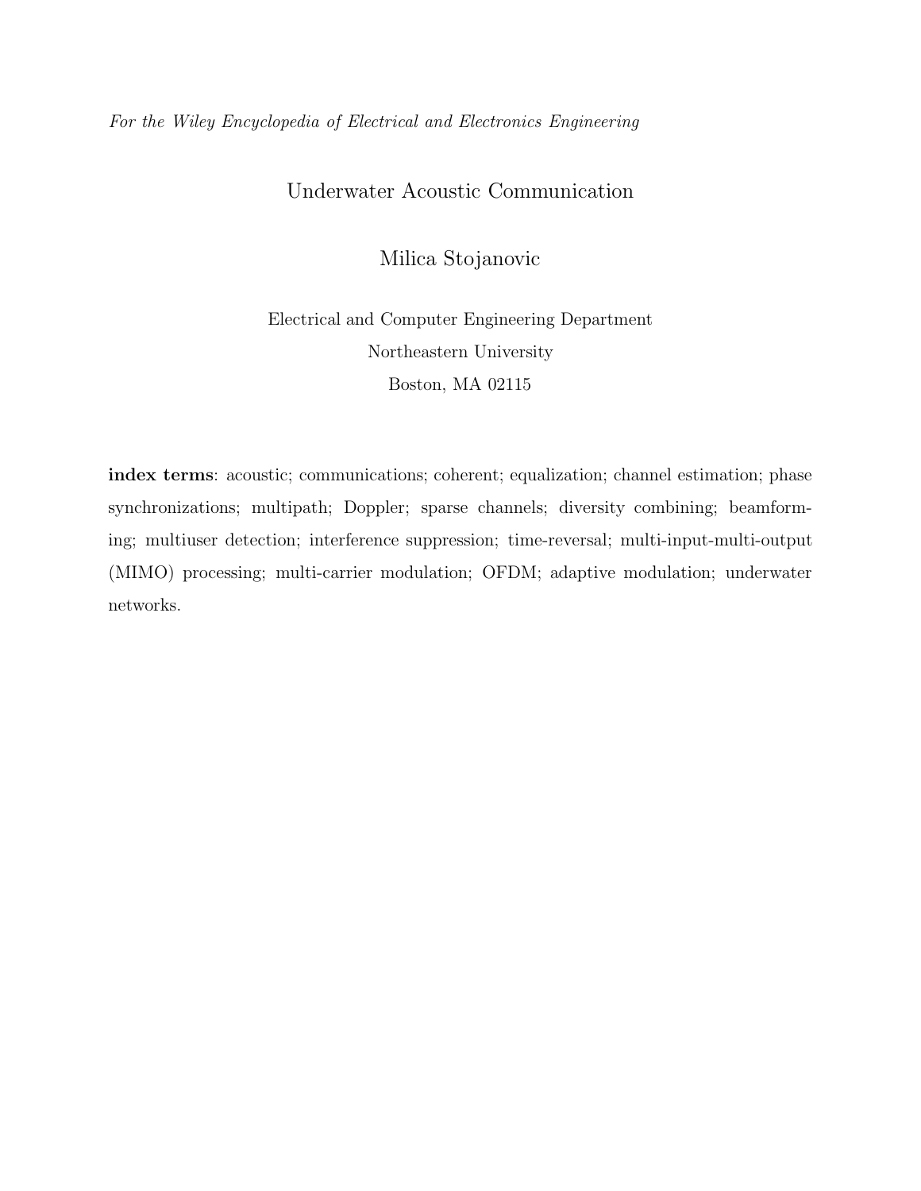*For the Wiley Encyclopedia of Electrical and Electronics Engineering*

# Underwater Acoustic Communication

Milica Stojanovic

Electrical and Computer Engineering Department
Northeastern University
Boston, MA 02115

**index terms**: acoustic; communications; coherent; equalization; channel estimation; phase synchronizations; multipath; Doppler; sparse channels; diversity combining; beamforming; multiuser detection; interference suppression; time-reversal; multi-input-multi-output (MIMO) processing; multi-carrier modulation; OFDM; adaptive modulation; underwater networks.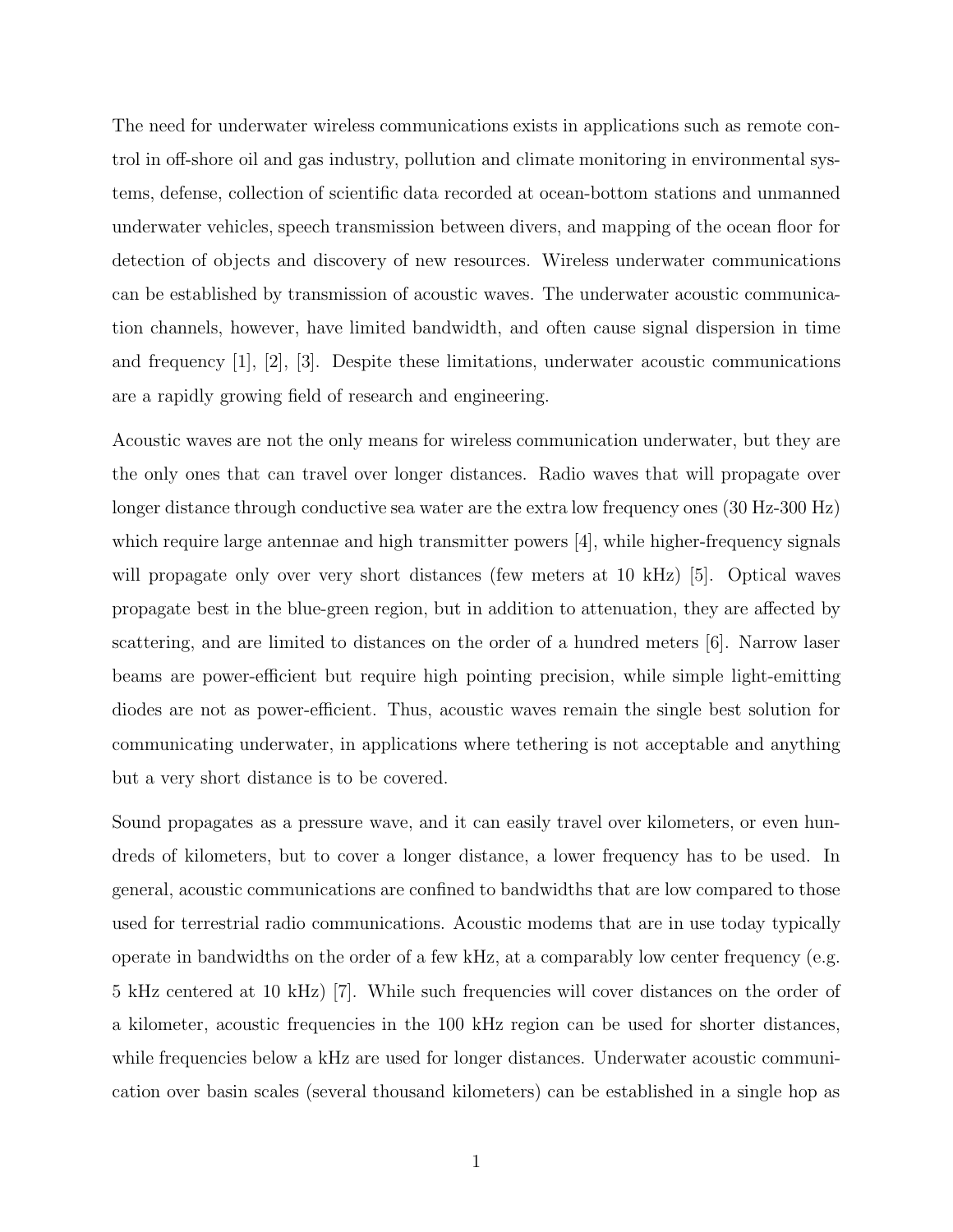The need for underwater wireless communications exists in applications such as remote control in off-shore oil and gas industry, pollution and climate monitoring in environmental systems, defense, collection of scientific data recorded at ocean-bottom stations and unmanned underwater vehicles, speech transmission between divers, and mapping of the ocean floor for detection of objects and discovery of new resources. Wireless underwater communications can be established by transmission of acoustic waves. The underwater acoustic communication channels, however, have limited bandwidth, and often cause signal dispersion in time and frequency [1], [2], [3]. Despite these limitations, underwater acoustic communications are a rapidly growing field of research and engineering.

Acoustic waves are not the only means for wireless communication underwater, but they are the only ones that can travel over longer distances. Radio waves that will propagate over longer distance through conductive sea water are the extra low frequency ones (30 Hz-300 Hz) which require large antennae and high transmitter powers [4], while higher-frequency signals will propagate only over very short distances (few meters at 10 kHz) [5]. Optical waves propagate best in the blue-green region, but in addition to attenuation, they are affected by scattering, and are limited to distances on the order of a hundred meters [6]. Narrow laser beams are power-efficient but require high pointing precision, while simple light-emitting diodes are not as power-efficient. Thus, acoustic waves remain the single best solution for communicating underwater, in applications where tethering is not acceptable and anything but a very short distance is to be covered.

Sound propagates as a pressure wave, and it can easily travel over kilometers, or even hundreds of kilometers, but to cover a longer distance, a lower frequency has to be used. In general, acoustic communications are confined to bandwidths that are low compared to those used for terrestrial radio communications. Acoustic modems that are in use today typically operate in bandwidths on the order of a few kHz, at a comparably low center frequency (e.g. 5 kHz centered at 10 kHz) [7]. While such frequencies will cover distances on the order of a kilometer, acoustic frequencies in the 100 kHz region can be used for shorter distances, while frequencies below a kHz are used for longer distances. Underwater acoustic communication over basin scales (several thousand kilometers) can be established in a single hop as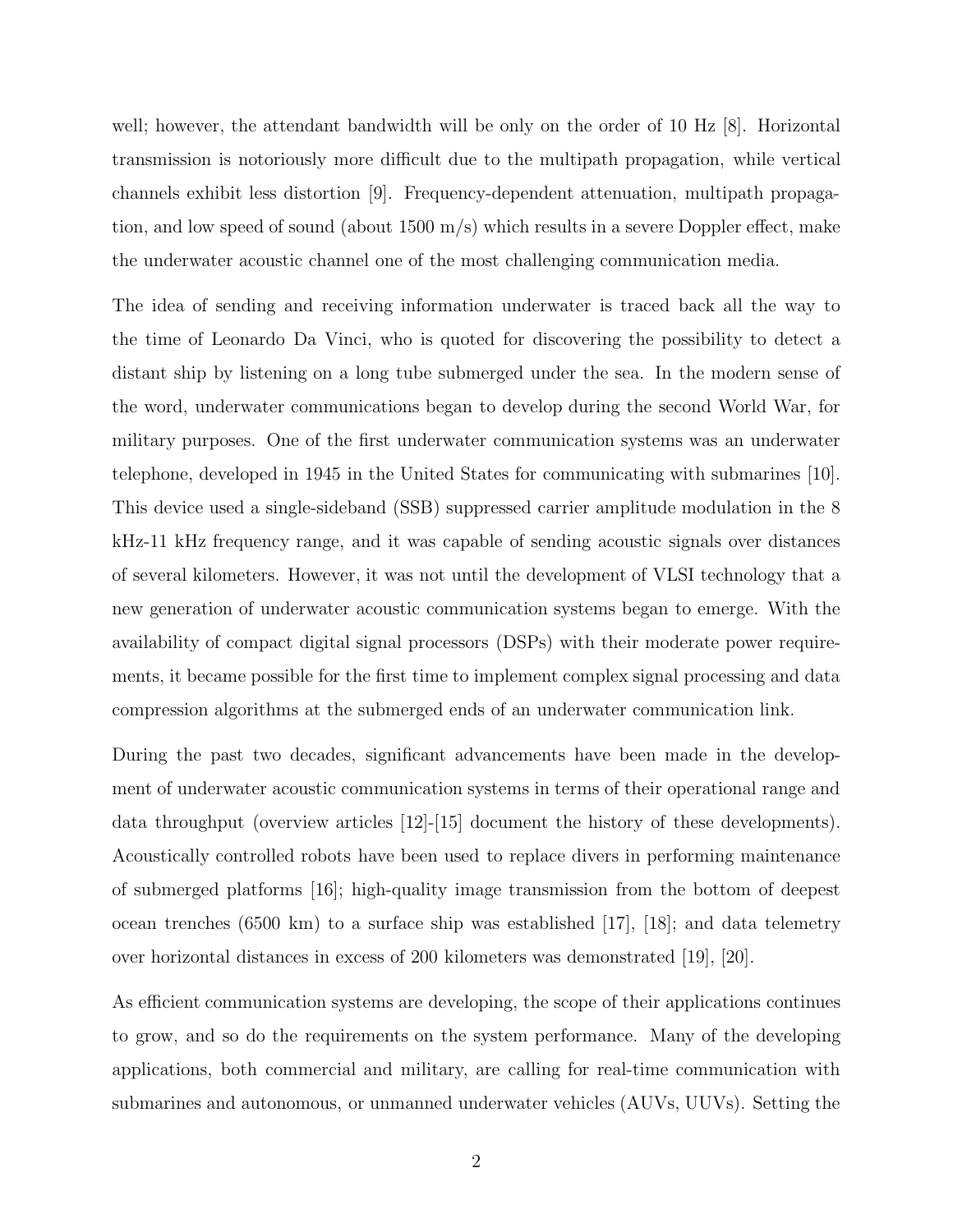well; however, the attendant bandwidth will be only on the order of 10 Hz [8]. Horizontal transmission is notoriously more difficult due to the multipath propagation, while vertical channels exhibit less distortion [9]. Frequency-dependent attenuation, multipath propagation, and low speed of sound (about 1500 m/s) which results in a severe Doppler effect, make the underwater acoustic channel one of the most challenging communication media.

The idea of sending and receiving information underwater is traced back all the way to the time of Leonardo Da Vinci, who is quoted for discovering the possibility to detect a distant ship by listening on a long tube submerged under the sea. In the modern sense of the word, underwater communications began to develop during the second World War, for military purposes. One of the first underwater communication systems was an underwater telephone, developed in 1945 in the United States for communicating with submarines [10]. This device used a single-sideband (SSB) suppressed carrier amplitude modulation in the 8 kHz-11 kHz frequency range, and it was capable of sending acoustic signals over distances of several kilometers. However, it was not until the development of VLSI technology that a new generation of underwater acoustic communication systems began to emerge. With the availability of compact digital signal processors (DSPs) with their moderate power requirements, it became possible for the first time to implement complex signal processing and data compression algorithms at the submerged ends of an underwater communication link.

During the past two decades, significant advancements have been made in the development of underwater acoustic communication systems in terms of their operational range and data throughput (overview articles [12]-[15] document the history of these developments). Acoustically controlled robots have been used to replace divers in performing maintenance of submerged platforms [16]; high-quality image transmission from the bottom of deepest ocean trenches (6500 km) to a surface ship was established [17], [18]; and data telemetry over horizontal distances in excess of 200 kilometers was demonstrated [19], [20].

As efficient communication systems are developing, the scope of their applications continues to grow, and so do the requirements on the system performance. Many of the developing applications, both commercial and military, are calling for real-time communication with submarines and autonomous, or unmanned underwater vehicles (AUVs, UUVs). Setting the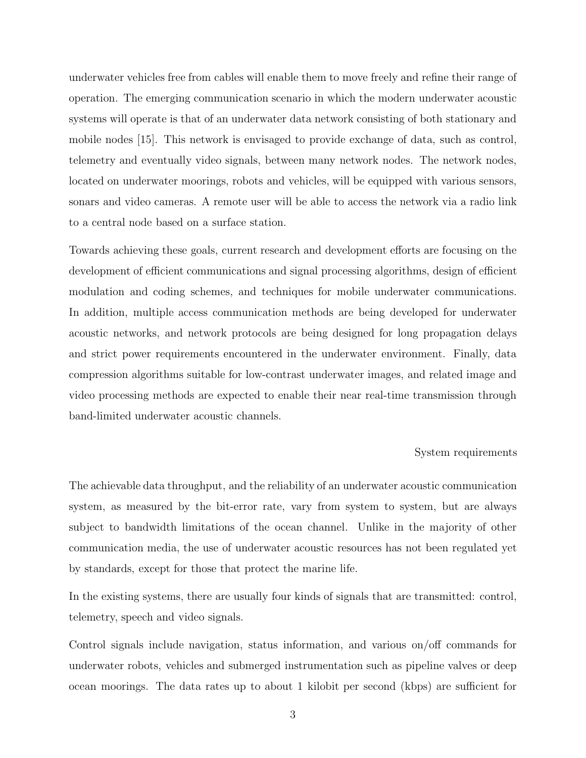underwater vehicles free from cables will enable them to move freely and refine their range of operation. The emerging communication scenario in which the modern underwater acoustic systems will operate is that of an underwater data network consisting of both stationary and mobile nodes [15]. This network is envisaged to provide exchange of data, such as control, telemetry and eventually video signals, between many network nodes. The network nodes, located on underwater moorings, robots and vehicles, will be equipped with various sensors, sonars and video cameras. A remote user will be able to access the network via a radio link to a central node based on a surface station.

Towards achieving these goals, current research and development efforts are focusing on the development of efficient communications and signal processing algorithms, design of efficient modulation and coding schemes, and techniques for mobile underwater communications. In addition, multiple access communication methods are being developed for underwater acoustic networks, and network protocols are being designed for long propagation delays and strict power requirements encountered in the underwater environment. Finally, data compression algorithms suitable for low-contrast underwater images, and related image and video processing methods are expected to enable their near real-time transmission through band-limited underwater acoustic channels.

## System requirements

The achievable data throughput, and the reliability of an underwater acoustic communication system, as measured by the bit-error rate, vary from system to system, but are always subject to bandwidth limitations of the ocean channel. Unlike in the majority of other communication media, the use of underwater acoustic resources has not been regulated yet by standards, except for those that protect the marine life.

In the existing systems, there are usually four kinds of signals that are transmitted: control, telemetry, speech and video signals.

Control signals include navigation, status information, and various on/off commands for underwater robots, vehicles and submerged instrumentation such as pipeline valves or deep ocean moorings. The data rates up to about 1 kilobit per second (kbps) are sufficient for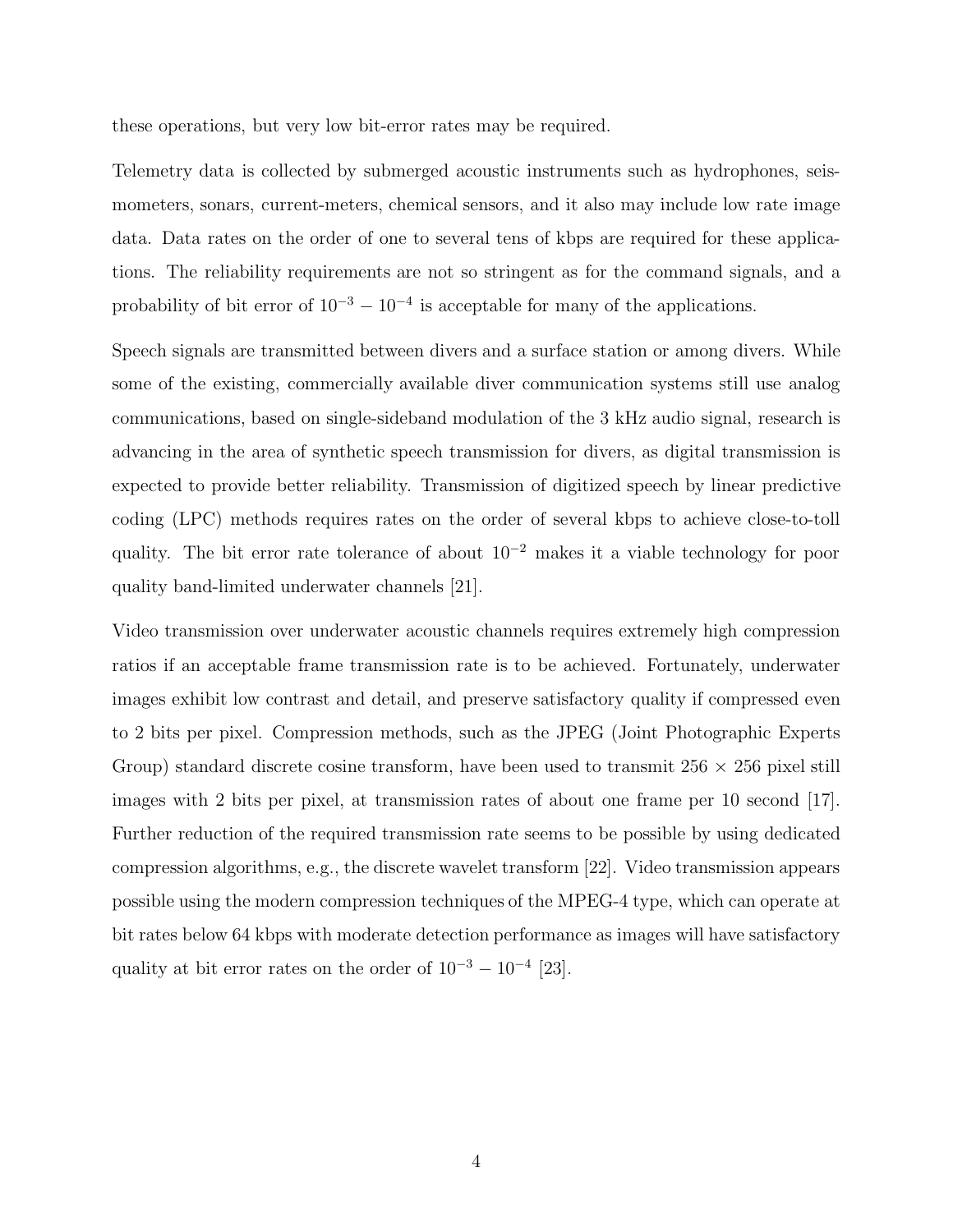these operations, but very low bit-error rates may be required.

Telemetry data is collected by submerged acoustic instruments such as hydrophones, seismometers, sonars, current-meters, chemical sensors, and it also may include low rate image data. Data rates on the order of one to several tens of kbps are required for these applications. The reliability requirements are not so stringent as for the command signals, and a probability of bit error of $10^{-3} - 10^{-4}$ is acceptable for many of the applications.

Speech signals are transmitted between divers and a surface station or among divers. While some of the existing, commercially available diver communication systems still use analog communications, based on single-sideband modulation of the 3 kHz audio signal, research is advancing in the area of synthetic speech transmission for divers, as digital transmission is expected to provide better reliability. Transmission of digitized speech by linear predictive coding (LPC) methods requires rates on the order of several kbps to achieve close-to-toll quality. The bit error rate tolerance of about $10^{-2}$ makes it a viable technology for poor quality band-limited underwater channels [21].

Video transmission over underwater acoustic channels requires extremely high compression ratios if an acceptable frame transmission rate is to be achieved. Fortunately, underwater images exhibit low contrast and detail, and preserve satisfactory quality if compressed even to 2 bits per pixel. Compression methods, such as the JPEG (Joint Photographic Experts Group) standard discrete cosine transform, have been used to transmit $256 \times 256$ pixel still images with 2 bits per pixel, at transmission rates of about one frame per 10 second [17]. Further reduction of the required transmission rate seems to be possible by using dedicated compression algorithms, e.g., the discrete wavelet transform [22]. Video transmission appears possible using the modern compression techniques of the MPEG-4 type, which can operate at bit rates below 64 kbps with moderate detection performance as images will have satisfactory quality at bit error rates on the order of $10^{-3} - 10^{-4}$ [23].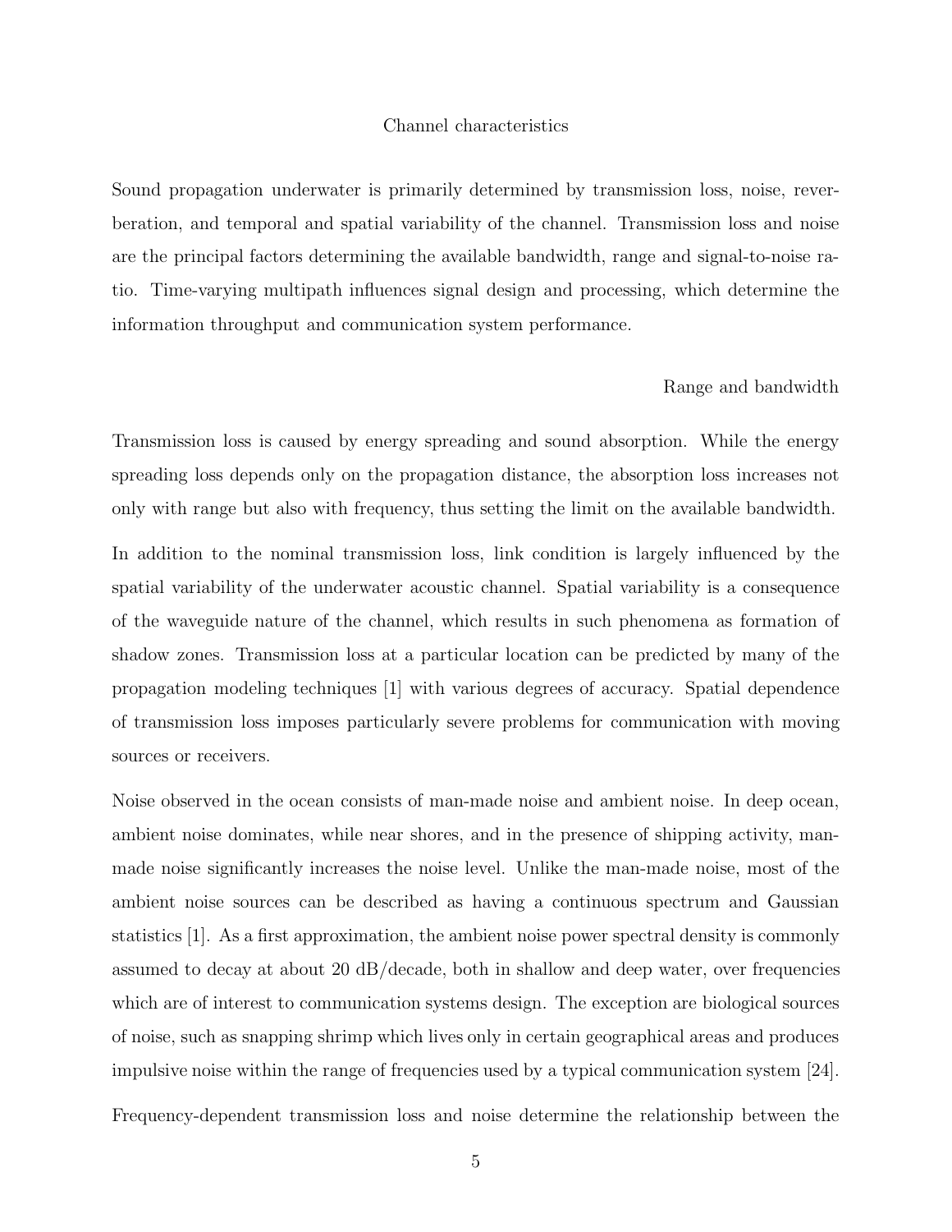## Channel characteristics

Sound propagation underwater is primarily determined by transmission loss, noise, reverberation, and temporal and spatial variability of the channel. Transmission loss and noise are the principal factors determining the available bandwidth, range and signal-to-noise ratio. Time-varying multipath influences signal design and processing, which determine the information throughput and communication system performance.

### Range and bandwidth

Transmission loss is caused by energy spreading and sound absorption. While the energy spreading loss depends only on the propagation distance, the absorption loss increases not only with range but also with frequency, thus setting the limit on the available bandwidth.

In addition to the nominal transmission loss, link condition is largely influenced by the spatial variability of the underwater acoustic channel. Spatial variability is a consequence of the waveguide nature of the channel, which results in such phenomena as formation of shadow zones. Transmission loss at a particular location can be predicted by many of the propagation modeling techniques [1] with various degrees of accuracy. Spatial dependence of transmission loss imposes particularly severe problems for communication with moving sources or receivers.

Noise observed in the ocean consists of man-made noise and ambient noise. In deep ocean, ambient noise dominates, while near shores, and in the presence of shipping activity, man-made noise significantly increases the noise level. Unlike the man-made noise, most of the ambient noise sources can be described as having a continuous spectrum and Gaussian statistics [1]. As a first approximation, the ambient noise power spectral density is commonly assumed to decay at about 20 dB/decade, both in shallow and deep water, over frequencies which are of interest to communication systems design. The exception are biological sources of noise, such as snapping shrimp which lives only in certain geographical areas and produces impulsive noise within the range of frequencies used by a typical communication system [24].

Frequency-dependent transmission loss and noise determine the relationship between the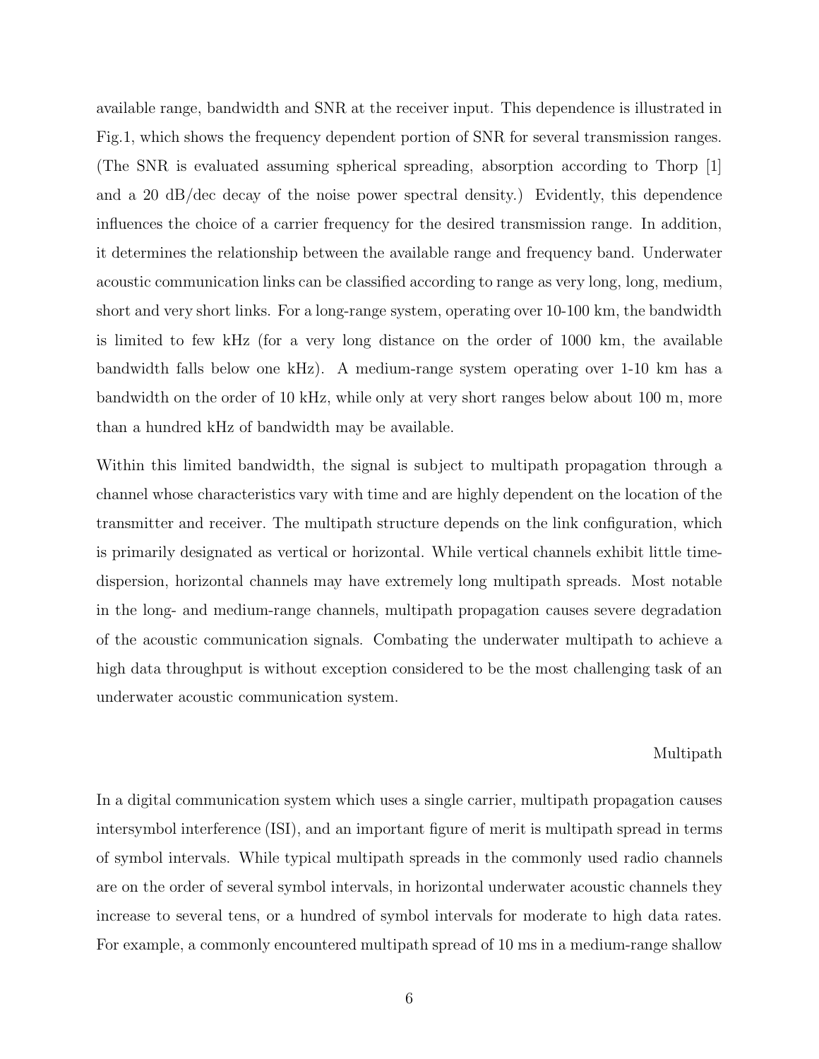available range, bandwidth and SNR at the receiver input. This dependence is illustrated in Fig.1, which shows the frequency dependent portion of SNR for several transmission ranges. (The SNR is evaluated assuming spherical spreading, absorption according to Thorp [1] and a 20 dB/dec decay of the noise power spectral density.) Evidently, this dependence influences the choice of a carrier frequency for the desired transmission range. In addition, it determines the relationship between the available range and frequency band. Underwater acoustic communication links can be classified according to range as very long, long, medium, short and very short links. For a long-range system, operating over 10-100 km, the bandwidth is limited to few kHz (for a very long distance on the order of 1000 km, the available bandwidth falls below one kHz). A medium-range system operating over 1-10 km has a bandwidth on the order of 10 kHz, while only at very short ranges below about 100 m, more than a hundred kHz of bandwidth may be available.

Within this limited bandwidth, the signal is subject to multipath propagation through a channel whose characteristics vary with time and are highly dependent on the location of the transmitter and receiver. The multipath structure depends on the link configuration, which is primarily designated as vertical or horizontal. While vertical channels exhibit little time-dispersion, horizontal channels may have extremely long multipath spreads. Most notable in the long- and medium-range channels, multipath propagation causes severe degradation of the acoustic communication signals. Combating the underwater multipath to achieve a high data throughput is without exception considered to be the most challenging task of an underwater acoustic communication system.

## Multipath

In a digital communication system which uses a single carrier, multipath propagation causes intersymbol interference (ISI), and an important figure of merit is multipath spread in terms of symbol intervals. While typical multipath spreads in the commonly used radio channels are on the order of several symbol intervals, in horizontal underwater acoustic channels they increase to several tens, or a hundred of symbol intervals for moderate to high data rates. For example, a commonly encountered multipath spread of 10 ms in a medium-range shallow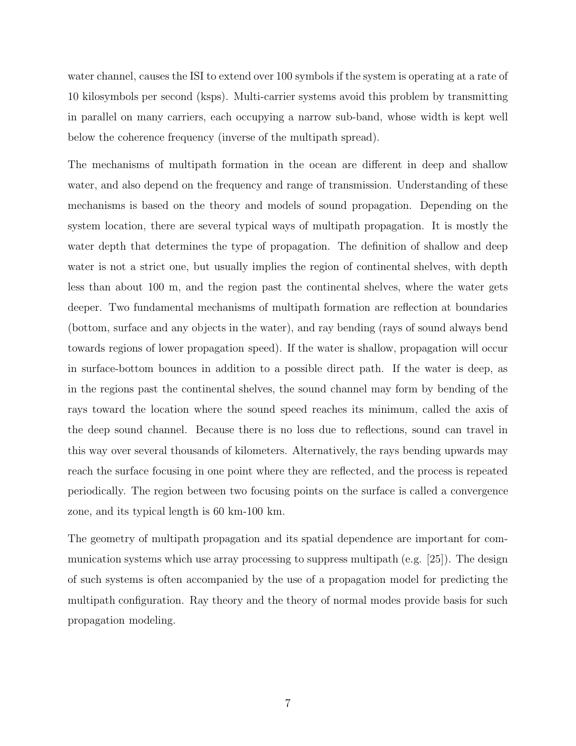water channel, causes the ISI to extend over 100 symbols if the system is operating at a rate of 10 kilosymbols per second (ksps). Multi-carrier systems avoid this problem by transmitting in parallel on many carriers, each occupying a narrow sub-band, whose width is kept well below the coherence frequency (inverse of the multipath spread).

The mechanisms of multipath formation in the ocean are different in deep and shallow water, and also depend on the frequency and range of transmission. Understanding of these mechanisms is based on the theory and models of sound propagation. Depending on the system location, there are several typical ways of multipath propagation. It is mostly the water depth that determines the type of propagation. The definition of shallow and deep water is not a strict one, but usually implies the region of continental shelves, with depth less than about 100 m, and the region past the continental shelves, where the water gets deeper. Two fundamental mechanisms of multipath formation are reflection at boundaries (bottom, surface and any objects in the water), and ray bending (rays of sound always bend towards regions of lower propagation speed). If the water is shallow, propagation will occur in surface-bottom bounces in addition to a possible direct path. If the water is deep, as in the regions past the continental shelves, the sound channel may form by bending of the rays toward the location where the sound speed reaches its minimum, called the axis of the deep sound channel. Because there is no loss due to reflections, sound can travel in this way over several thousands of kilometers. Alternatively, the rays bending upwards may reach the surface focusing in one point where they are reflected, and the process is repeated periodically. The region between two focusing points on the surface is called a convergence zone, and its typical length is 60 km-100 km.

The geometry of multipath propagation and its spatial dependence are important for communication systems which use array processing to suppress multipath (e.g. [25]). The design of such systems is often accompanied by the use of a propagation model for predicting the multipath configuration. Ray theory and the theory of normal modes provide basis for such propagation modeling.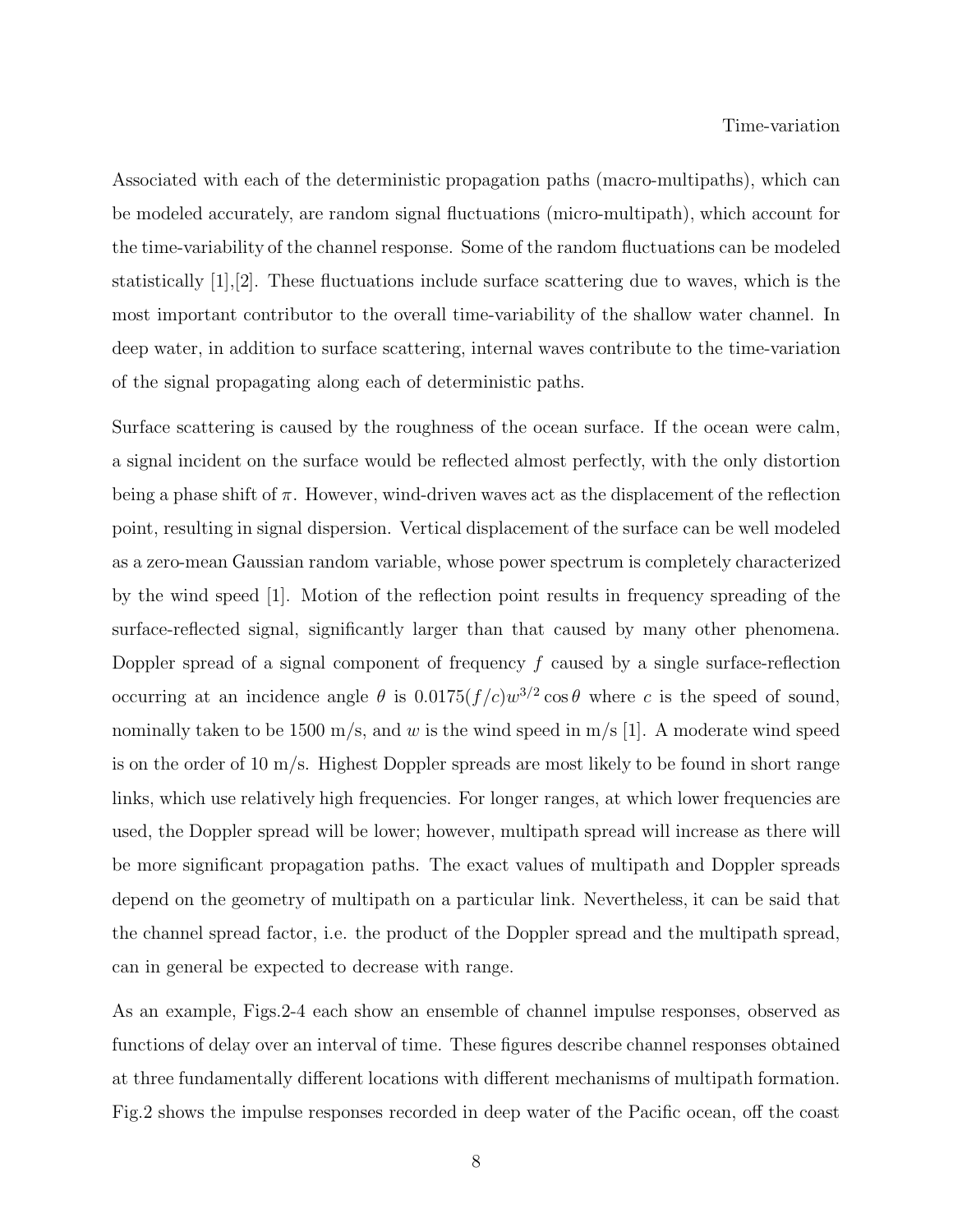Associated with each of the deterministic propagation paths (macro-multipaths), which can be modeled accurately, are random signal fluctuations (micro-multipath), which account for the time-variability of the channel response. Some of the random fluctuations can be modeled statistically [1],[2]. These fluctuations include surface scattering due to waves, which is the most important contributor to the overall time-variability of the shallow water channel. In deep water, in addition to surface scattering, internal waves contribute to the time-variation of the signal propagating along each of deterministic paths.

Surface scattering is caused by the roughness of the ocean surface. If the ocean were calm, a signal incident on the surface would be reflected almost perfectly, with the only distortion being a phase shift of $\pi$. However, wind-driven waves act as the displacement of the reflection point, resulting in signal dispersion. Vertical displacement of the surface can be well modeled as a zero-mean Gaussian random variable, whose power spectrum is completely characterized by the wind speed [1]. Motion of the reflection point results in frequency spreading of the surface-reflected signal, significantly larger than that caused by many other phenomena. Doppler spread of a signal component of frequency $f$ caused by a single surface-reflection occurring at an incidence angle $\theta$ is $0.0175(f/c)w^{3/2}\cos\theta$ where $c$ is the speed of sound, nominally taken to be 1500 m/s, and $w$ is the wind speed in m/s [1]. A moderate wind speed is on the order of 10 m/s. Highest Doppler spreads are most likely to be found in short range links, which use relatively high frequencies. For longer ranges, at which lower frequencies are used, the Doppler spread will be lower; however, multipath spread will increase as there will be more significant propagation paths. The exact values of multipath and Doppler spreads depend on the geometry of multipath on a particular link. Nevertheless, it can be said that the channel spread factor, i.e. the product of the Doppler spread and the multipath spread, can in general be expected to decrease with range.

As an example, Figs.2-4 each show an ensemble of channel impulse responses, observed as functions of delay over an interval of time. These figures describe channel responses obtained at three fundamentally different locations with different mechanisms of multipath formation. Fig.2 shows the impulse responses recorded in deep water of the Pacific ocean, off the coast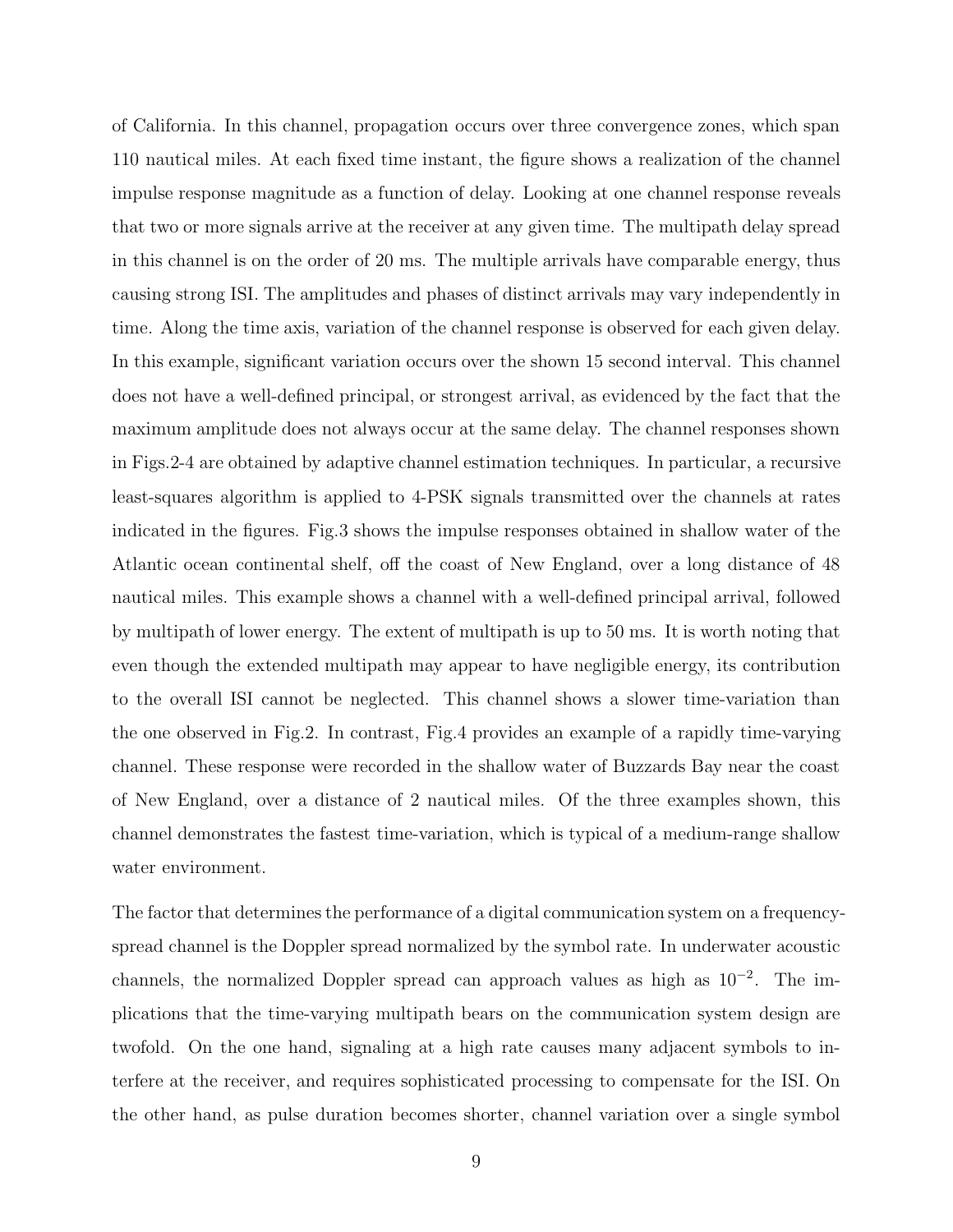of California. In this channel, propagation occurs over three convergence zones, which span 110 nautical miles. At each fixed time instant, the figure shows a realization of the channel impulse response magnitude as a function of delay. Looking at one channel response reveals that two or more signals arrive at the receiver at any given time. The multipath delay spread in this channel is on the order of 20 ms. The multiple arrivals have comparable energy, thus causing strong ISI. The amplitudes and phases of distinct arrivals may vary independently in time. Along the time axis, variation of the channel response is observed for each given delay. In this example, significant variation occurs over the shown 15 second interval. This channel does not have a well-defined principal, or strongest arrival, as evidenced by the fact that the maximum amplitude does not always occur at the same delay. The channel responses shown in Figs.2-4 are obtained by adaptive channel estimation techniques. In particular, a recursive least-squares algorithm is applied to 4-PSK signals transmitted over the channels at rates indicated in the figures. Fig.3 shows the impulse responses obtained in shallow water of the Atlantic ocean continental shelf, off the coast of New England, over a long distance of 48 nautical miles. This example shows a channel with a well-defined principal arrival, followed by multipath of lower energy. The extent of multipath is up to 50 ms. It is worth noting that even though the extended multipath may appear to have negligible energy, its contribution to the overall ISI cannot be neglected. This channel shows a slower time-variation than the one observed in Fig.2. In contrast, Fig.4 provides an example of a rapidly time-varying channel. These response were recorded in the shallow water of Buzzards Bay near the coast of New England, over a distance of 2 nautical miles. Of the three examples shown, this channel demonstrates the fastest time-variation, which is typical of a medium-range shallow water environment.

The factor that determines the performance of a digital communication system on a frequency-spread channel is the Doppler spread normalized by the symbol rate. In underwater acoustic channels, the normalized Doppler spread can approach values as high as $10^{-2}$. The implications that the time-varying multipath bears on the communication system design are twofold. On the one hand, signaling at a high rate causes many adjacent symbols to interfere at the receiver, and requires sophisticated processing to compensate for the ISI. On the other hand, as pulse duration becomes shorter, channel variation over a single symbol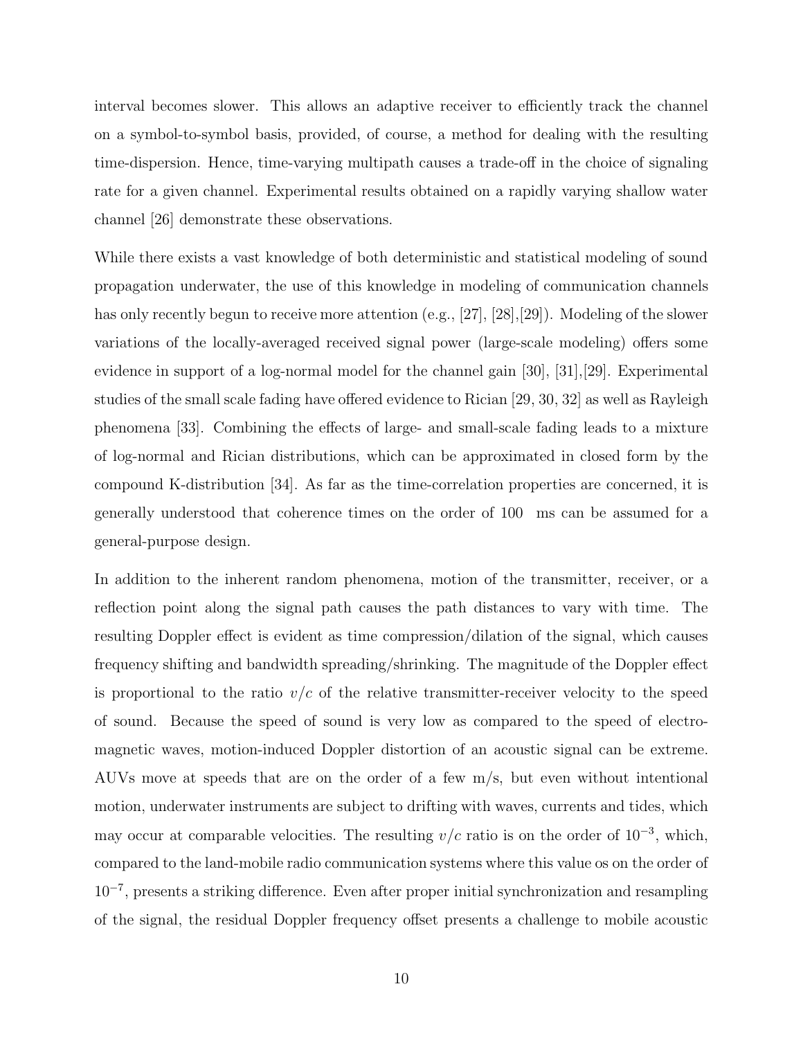interval becomes slower. This allows an adaptive receiver to efficiently track the channel on a symbol-to-symbol basis, provided, of course, a method for dealing with the resulting time-dispersion. Hence, time-varying multipath causes a trade-off in the choice of signaling rate for a given channel. Experimental results obtained on a rapidly varying shallow water channel [26] demonstrate these observations.

While there exists a vast knowledge of both deterministic and statistical modeling of sound propagation underwater, the use of this knowledge in modeling of communication channels has only recently begun to receive more attention (e.g., [27], [28],[29]). Modeling of the slower variations of the locally-averaged received signal power (large-scale modeling) offers some evidence in support of a log-normal model for the channel gain [30], [31],[29]. Experimental studies of the small scale fading have offered evidence to Rician [29, 30, 32] as well as Rayleigh phenomena [33]. Combining the effects of large- and small-scale fading leads to a mixture of log-normal and Rician distributions, which can be approximated in closed form by the compound K-distribution [34]. As far as the time-correlation properties are concerned, it is generally understood that coherence times on the order of 100 ms can be assumed for a general-purpose design.

In addition to the inherent random phenomena, motion of the transmitter, receiver, or a reflection point along the signal path causes the path distances to vary with time. The resulting Doppler effect is evident as time compression/dilation of the signal, which causes frequency shifting and bandwidth spreading/shrinking. The magnitude of the Doppler effect is proportional to the ratio $v/c$ of the relative transmitter-receiver velocity to the speed of sound. Because the speed of sound is very low as compared to the speed of electromagnetic waves, motion-induced Doppler distortion of an acoustic signal can be extreme. AUVs move at speeds that are on the order of a few m/s, but even without intentional motion, underwater instruments are subject to drifting with waves, currents and tides, which may occur at comparable velocities. The resulting $v/c$ ratio is on the order of $10^{-3}$, which, compared to the land-mobile radio communication systems where this value os on the order of $10^{-7}$, presents a striking difference. Even after proper initial synchronization and resampling of the signal, the residual Doppler frequency offset presents a challenge to mobile acoustic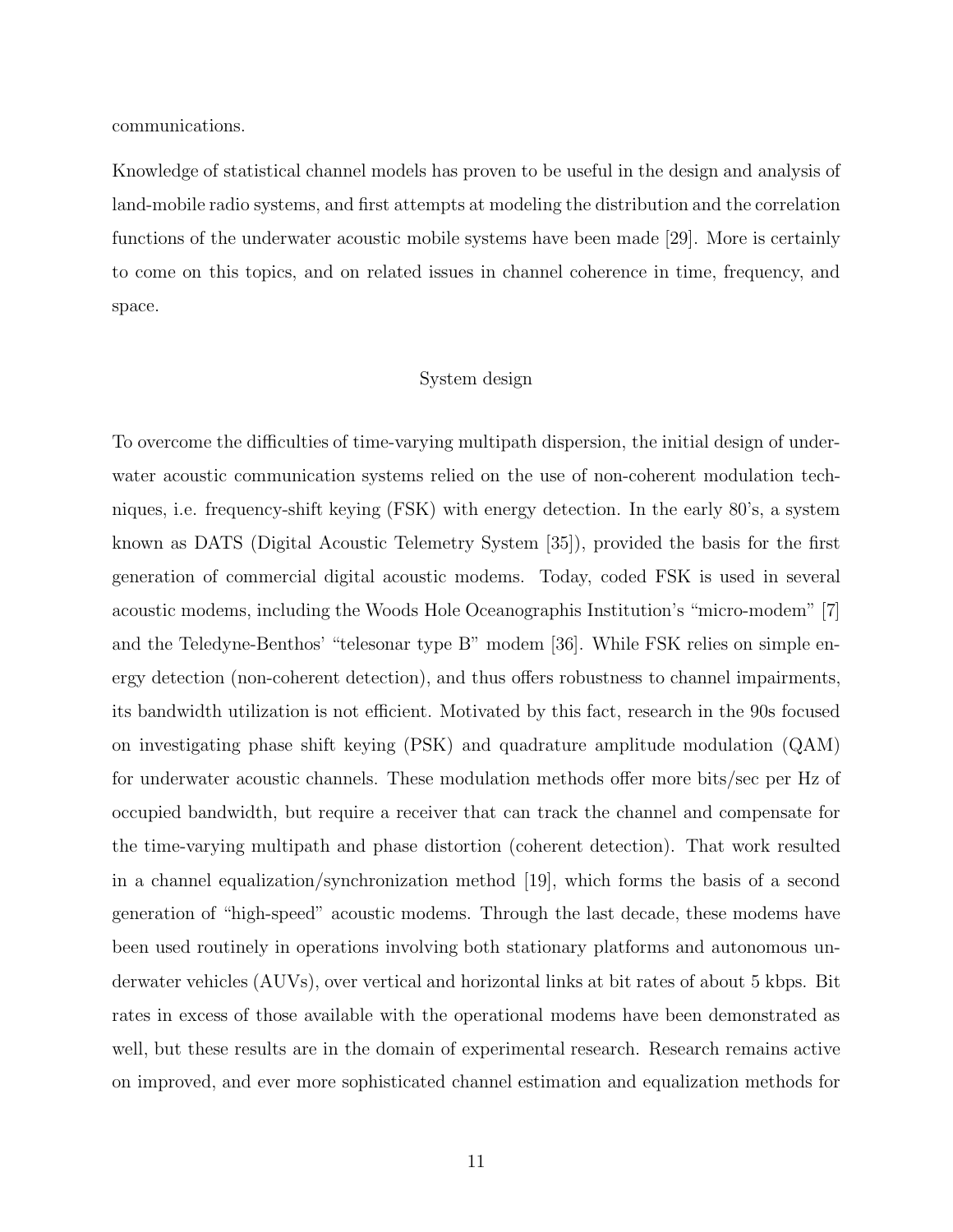communications.

Knowledge of statistical channel models has proven to be useful in the design and analysis of land-mobile radio systems, and first attempts at modeling the distribution and the correlation functions of the underwater acoustic mobile systems have been made [29]. More is certainly to come on this topics, and on related issues in channel coherence in time, frequency, and space.

## System design

To overcome the difficulties of time-varying multipath dispersion, the initial design of underwater acoustic communication systems relied on the use of non-coherent modulation techniques, i.e. frequency-shift keying (FSK) with energy detection. In the early 80's, a system known as DATS (Digital Acoustic Telemetry System [35]), provided the basis for the first generation of commercial digital acoustic modems. Today, coded FSK is used in several acoustic modems, including the Woods Hole Oceanographis Institution's "micro-modem" [7] and the Teledyne-Benthos' "telesonar type B" modem [36]. While FSK relies on simple energy detection (non-coherent detection), and thus offers robustness to channel impairments, its bandwidth utilization is not efficient. Motivated by this fact, research in the 90s focused on investigating phase shift keying (PSK) and quadrature amplitude modulation (QAM) for underwater acoustic channels. These modulation methods offer more bits/sec per Hz of occupied bandwidth, but require a receiver that can track the channel and compensate for the time-varying multipath and phase distortion (coherent detection). That work resulted in a channel equalization/synchronization method [19], which forms the basis of a second generation of "high-speed" acoustic modems. Through the last decade, these modems have been used routinely in operations involving both stationary platforms and autonomous underwater vehicles (AUVs), over vertical and horizontal links at bit rates of about 5 kbps. Bit rates in excess of those available with the operational modems have been demonstrated as well, but these results are in the domain of experimental research. Research remains active on improved, and ever more sophisticated channel estimation and equalization methods for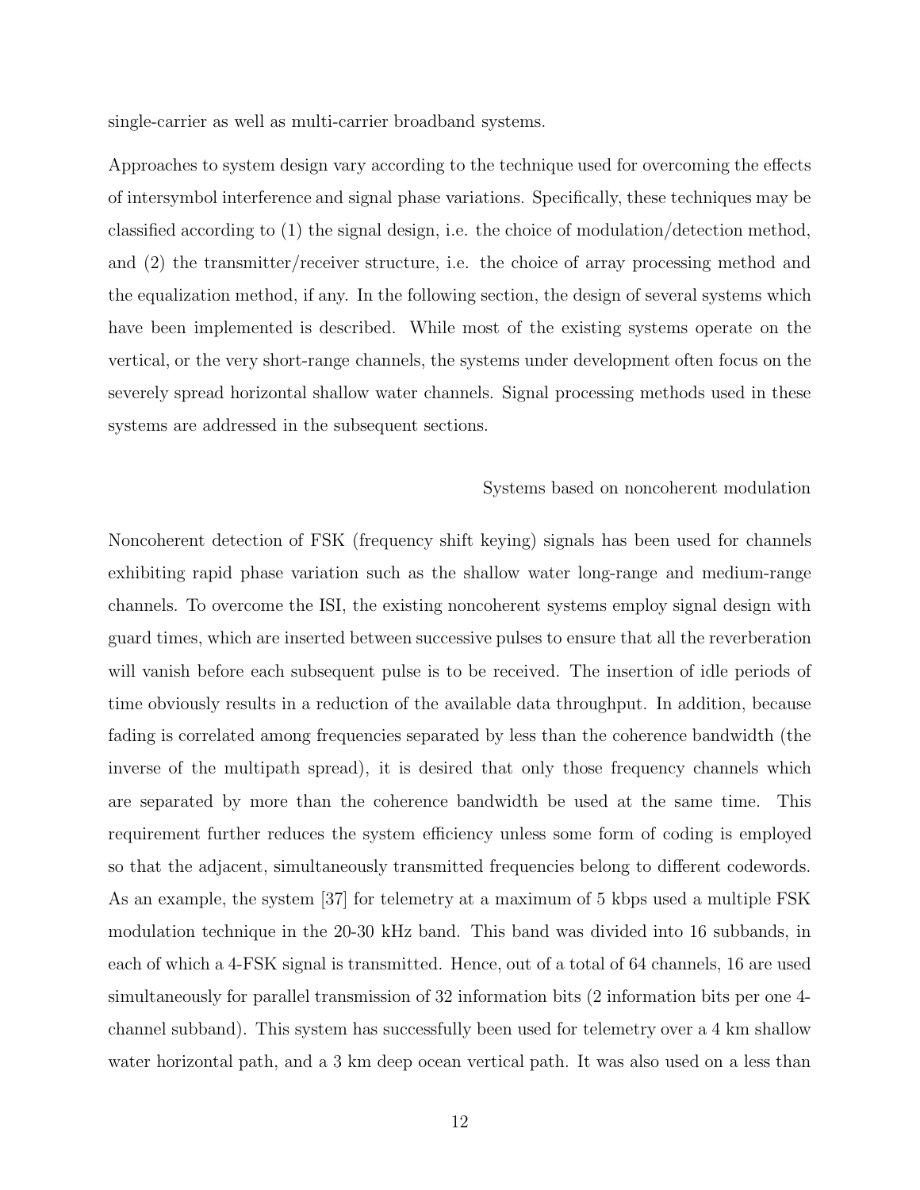single-carrier as well as multi-carrier broadband systems.

Approaches to system design vary according to the technique used for overcoming the effects of intersymbol interference and signal phase variations. Specifically, these techniques may be classified according to (1) the signal design, i.e. the choice of modulation/detection method, and (2) the transmitter/receiver structure, i.e. the choice of array processing method and the equalization method, if any. In the following section, the design of several systems which have been implemented is described. While most of the existing systems operate on the vertical, or the very short-range channels, the systems under development often focus on the severely spread horizontal shallow water channels. Signal processing methods used in these systems are addressed in the subsequent sections.

### Systems based on noncoherent modulation

Noncoherent detection of FSK (frequency shift keying) signals has been used for channels exhibiting rapid phase variation such as the shallow water long-range and medium-range channels. To overcome the ISI, the existing noncoherent systems employ signal design with guard times, which are inserted between successive pulses to ensure that all the reverberation will vanish before each subsequent pulse is to be received. The insertion of idle periods of time obviously results in a reduction of the available data throughput. In addition, because fading is correlated among frequencies separated by less than the coherence bandwidth (the inverse of the multipath spread), it is desired that only those frequency channels which are separated by more than the coherence bandwidth be used at the same time. This requirement further reduces the system efficiency unless some form of coding is employed so that the adjacent, simultaneously transmitted frequencies belong to different codewords. As an example, the system [37] for telemetry at a maximum of 5 kbps used a multiple FSK modulation technique in the 20-30 kHz band. This band was divided into 16 subbands, in each of which a 4-FSK signal is transmitted. Hence, out of a total of 64 channels, 16 are used simultaneously for parallel transmission of 32 information bits (2 information bits per one 4-channel subband). This system has successfully been used for telemetry over a 4 km shallow water horizontal path, and a 3 km deep ocean vertical path. It was also used on a less than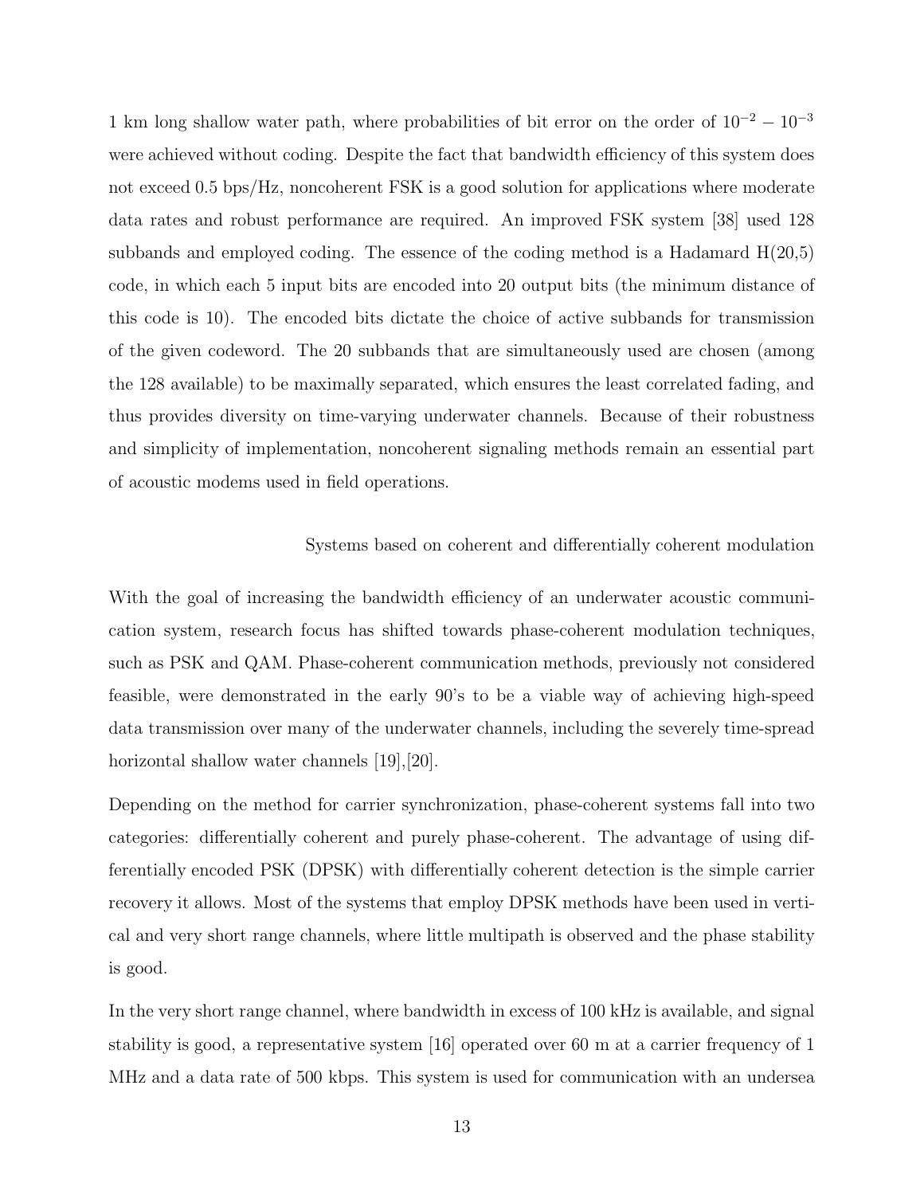1 km long shallow water path, where probabilities of bit error on the order of $10^{-2} - 10^{-3}$ were achieved without coding. Despite the fact that bandwidth efficiency of this system does not exceed 0.5 bps/Hz, noncoherent FSK is a good solution for applications where moderate data rates and robust performance are required. An improved FSK system [38] used 128 subbands and employed coding. The essence of the coding method is a Hadamard H(20,5) code, in which each 5 input bits are encoded into 20 output bits (the minimum distance of this code is 10). The encoded bits dictate the choice of active subbands for transmission of the given codeword. The 20 subbands that are simultaneously used are chosen (among the 128 available) to be maximally separated, which ensures the least correlated fading, and thus provides diversity on time-varying underwater channels. Because of their robustness and simplicity of implementation, noncoherent signaling methods remain an essential part of acoustic modems used in field operations.

### Systems based on coherent and differentially coherent modulation

With the goal of increasing the bandwidth efficiency of an underwater acoustic communication system, research focus has shifted towards phase-coherent modulation techniques, such as PSK and QAM. Phase-coherent communication methods, previously not considered feasible, were demonstrated in the early 90's to be a viable way of achieving high-speed data transmission over many of the underwater channels, including the severely time-spread horizontal shallow water channels [19],[20].

Depending on the method for carrier synchronization, phase-coherent systems fall into two categories: differentially coherent and purely phase-coherent. The advantage of using differentially encoded PSK (DPSK) with differentially coherent detection is the simple carrier recovery it allows. Most of the systems that employ DPSK methods have been used in vertical and very short range channels, where little multipath is observed and the phase stability is good.

In the very short range channel, where bandwidth in excess of 100 kHz is available, and signal stability is good, a representative system [16] operated over 60 m at a carrier frequency of 1 MHz and a data rate of 500 kbps. This system is used for communication with an undersea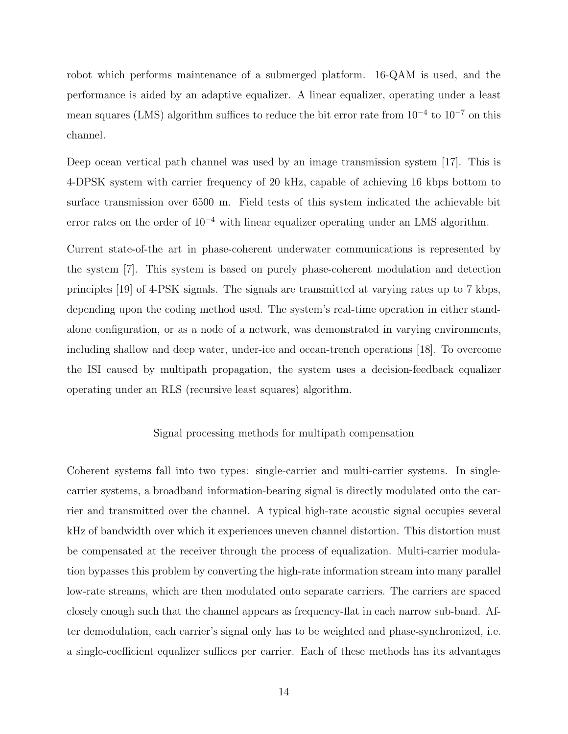robot which performs maintenance of a submerged platform. 16-QAM is used, and the performance is aided by an adaptive equalizer. A linear equalizer, operating under a least mean squares (LMS) algorithm suffices to reduce the bit error rate from $10^{-4}$ to $10^{-7}$ on this channel.

Deep ocean vertical path channel was used by an image transmission system [17]. This is 4-DPSK system with carrier frequency of 20 kHz, capable of achieving 16 kbps bottom to surface transmission over 6500 m. Field tests of this system indicated the achievable bit error rates on the order of $10^{-4}$ with linear equalizer operating under an LMS algorithm.

Current state-of-the art in phase-coherent underwater communications is represented by the system [7]. This system is based on purely phase-coherent modulation and detection principles [19] of 4-PSK signals. The signals are transmitted at varying rates up to 7 kbps, depending upon the coding method used. The system's real-time operation in either stand-alone configuration, or as a node of a network, was demonstrated in varying environments, including shallow and deep water, under-ice and ocean-trench operations [18]. To overcome the ISI caused by multipath propagation, the system uses a decision-feedback equalizer operating under an RLS (recursive least squares) algorithm.

## Signal processing methods for multipath compensation

Coherent systems fall into two types: single-carrier and multi-carrier systems. In single-carrier systems, a broadband information-bearing signal is directly modulated onto the carrier and transmitted over the channel. A typical high-rate acoustic signal occupies several kHz of bandwidth over which it experiences uneven channel distortion. This distortion must be compensated at the receiver through the process of equalization. Multi-carrier modulation bypasses this problem by converting the high-rate information stream into many parallel low-rate streams, which are then modulated onto separate carriers. The carriers are spaced closely enough such that the channel appears as frequency-flat in each narrow sub-band. After demodulation, each carrier's signal only has to be weighted and phase-synchronized, i.e. a single-coefficient equalizer suffices per carrier. Each of these methods has its advantages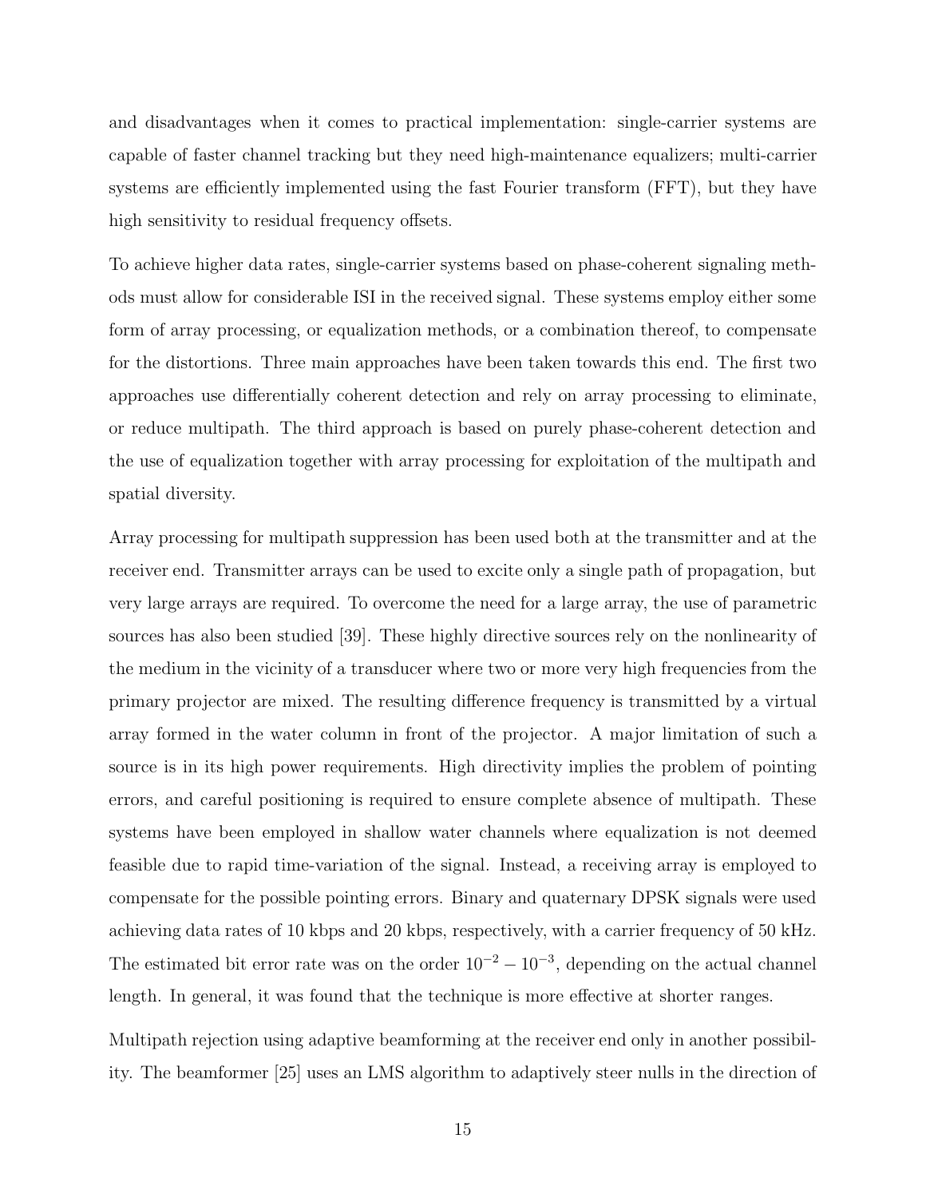and disadvantages when it comes to practical implementation: single-carrier systems are capable of faster channel tracking but they need high-maintenance equalizers; multi-carrier systems are efficiently implemented using the fast Fourier transform (FFT), but they have high sensitivity to residual frequency offsets.

To achieve higher data rates, single-carrier systems based on phase-coherent signaling methods must allow for considerable ISI in the received signal. These systems employ either some form of array processing, or equalization methods, or a combination thereof, to compensate for the distortions. Three main approaches have been taken towards this end. The first two approaches use differentially coherent detection and rely on array processing to eliminate, or reduce multipath. The third approach is based on purely phase-coherent detection and the use of equalization together with array processing for exploitation of the multipath and spatial diversity.

Array processing for multipath suppression has been used both at the transmitter and at the receiver end. Transmitter arrays can be used to excite only a single path of propagation, but very large arrays are required. To overcome the need for a large array, the use of parametric sources has also been studied [39]. These highly directive sources rely on the nonlinearity of the medium in the vicinity of a transducer where two or more very high frequencies from the primary projector are mixed. The resulting difference frequency is transmitted by a virtual array formed in the water column in front of the projector. A major limitation of such a source is in its high power requirements. High directivity implies the problem of pointing errors, and careful positioning is required to ensure complete absence of multipath. These systems have been employed in shallow water channels where equalization is not deemed feasible due to rapid time-variation of the signal. Instead, a receiving array is employed to compensate for the possible pointing errors. Binary and quaternary DPSK signals were used achieving data rates of 10 kbps and 20 kbps, respectively, with a carrier frequency of 50 kHz. The estimated bit error rate was on the order $10^{-2} - 10^{-3}$, depending on the actual channel length. In general, it was found that the technique is more effective at shorter ranges.

Multipath rejection using adaptive beamforming at the receiver end only in another possibility. The beamformer [25] uses an LMS algorithm to adaptively steer nulls in the direction of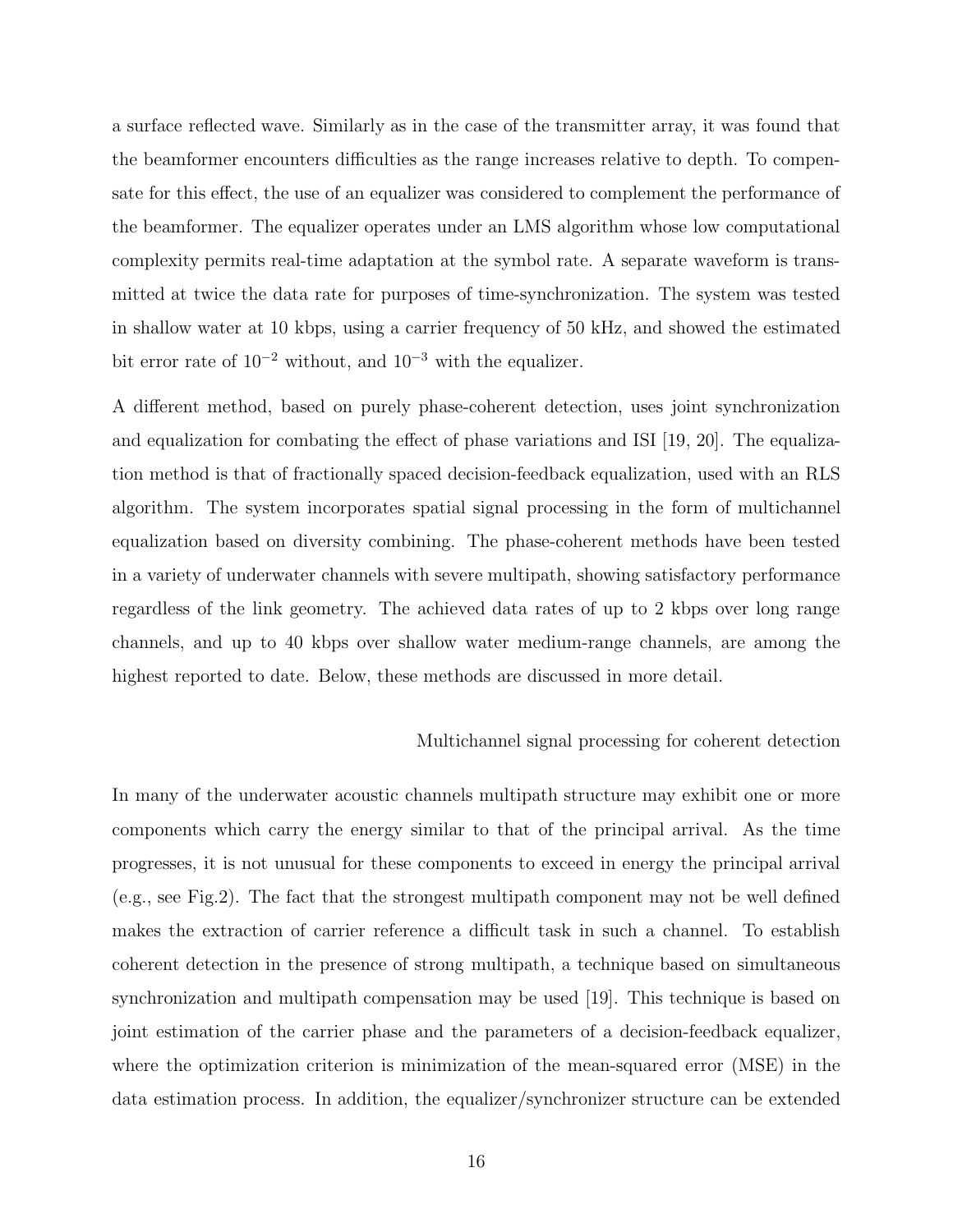a surface reflected wave. Similarly as in the case of the transmitter array, it was found that the beamformer encounters difficulties as the range increases relative to depth. To compensate for this effect, the use of an equalizer was considered to complement the performance of the beamformer. The equalizer operates under an LMS algorithm whose low computational complexity permits real-time adaptation at the symbol rate. A separate waveform is transmitted at twice the data rate for purposes of time-synchronization. The system was tested in shallow water at 10 kbps, using a carrier frequency of 50 kHz, and showed the estimated bit error rate of $10^{-2}$ without, and $10^{-3}$ with the equalizer.

A different method, based on purely phase-coherent detection, uses joint synchronization and equalization for combating the effect of phase variations and ISI [19, 20]. The equalization method is that of fractionally spaced decision-feedback equalization, used with an RLS algorithm. The system incorporates spatial signal processing in the form of multichannel equalization based on diversity combining. The phase-coherent methods have been tested in a variety of underwater channels with severe multipath, showing satisfactory performance regardless of the link geometry. The achieved data rates of up to 2 kbps over long range channels, and up to 40 kbps over shallow water medium-range channels, are among the highest reported to date. Below, these methods are discussed in more detail.

### Multichannel signal processing for coherent detection

In many of the underwater acoustic channels multipath structure may exhibit one or more components which carry the energy similar to that of the principal arrival. As the time progresses, it is not unusual for these components to exceed in energy the principal arrival (e.g., see Fig.2). The fact that the strongest multipath component may not be well defined makes the extraction of carrier reference a difficult task in such a channel. To establish coherent detection in the presence of strong multipath, a technique based on simultaneous synchronization and multipath compensation may be used [19]. This technique is based on joint estimation of the carrier phase and the parameters of a decision-feedback equalizer, where the optimization criterion is minimization of the mean-squared error (MSE) in the data estimation process. In addition, the equalizer/synchronizer structure can be extended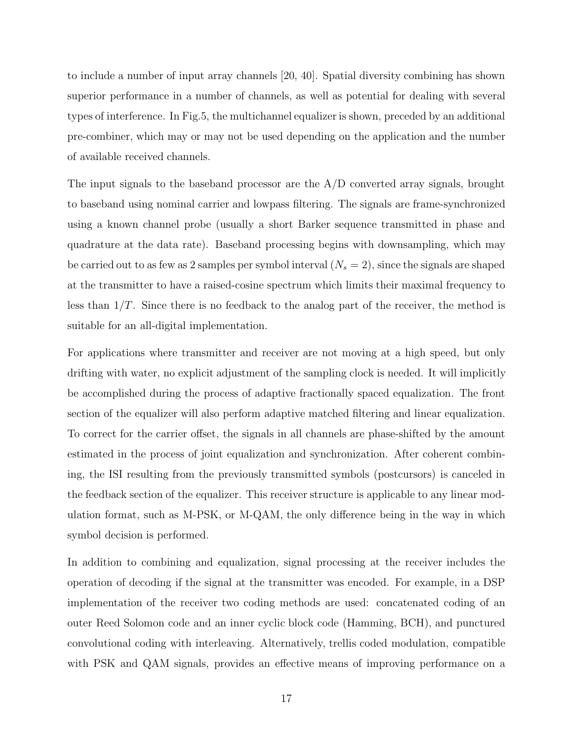to include a number of input array channels [20, 40]. Spatial diversity combining has shown superior performance in a number of channels, as well as potential for dealing with several types of interference. In Fig.5, the multichannel equalizer is shown, preceded by an additional pre-combiner, which may or may not be used depending on the application and the number of available received channels.

The input signals to the baseband processor are the A/D converted array signals, brought to baseband using nominal carrier and lowpass filtering. The signals are frame-synchronized using a known channel probe (usually a short Barker sequence transmitted in phase and quadrature at the data rate). Baseband processing begins with downsampling, which may be carried out to as few as 2 samples per symbol interval ($N_s = 2$), since the signals are shaped at the transmitter to have a raised-cosine spectrum which limits their maximal frequency to less than $1/T$. Since there is no feedback to the analog part of the receiver, the method is suitable for an all-digital implementation.

For applications where transmitter and receiver are not moving at a high speed, but only drifting with water, no explicit adjustment of the sampling clock is needed. It will implicitly be accomplished during the process of adaptive fractionally spaced equalization. The front section of the equalizer will also perform adaptive matched filtering and linear equalization. To correct for the carrier offset, the signals in all channels are phase-shifted by the amount estimated in the process of joint equalization and synchronization. After coherent combining, the ISI resulting from the previously transmitted symbols (postcursors) is canceled in the feedback section of the equalizer. This receiver structure is applicable to any linear modulation format, such as M-PSK, or M-QAM, the only difference being in the way in which symbol decision is performed.

In addition to combining and equalization, signal processing at the receiver includes the operation of decoding if the signal at the transmitter was encoded. For example, in a DSP implementation of the receiver two coding methods are used: concatenated coding of an outer Reed Solomon code and an inner cyclic block code (Hamming, BCH), and punctured convolutional coding with interleaving. Alternatively, trellis coded modulation, compatible with PSK and QAM signals, provides an effective means of improving performance on a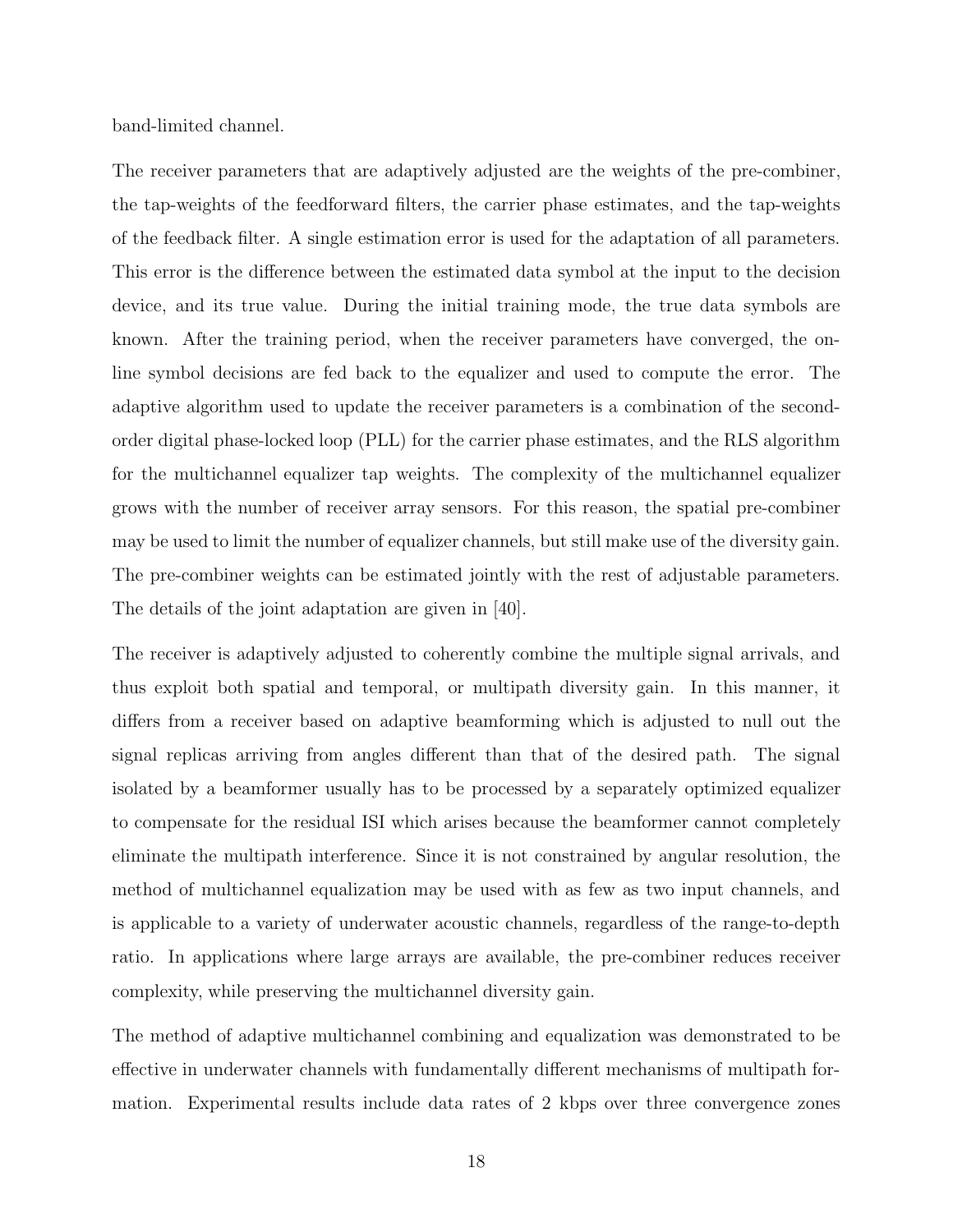band-limited channel.

The receiver parameters that are adaptively adjusted are the weights of the pre-combiner, the tap-weights of the feedforward filters, the carrier phase estimates, and the tap-weights of the feedback filter. A single estimation error is used for the adaptation of all parameters. This error is the difference between the estimated data symbol at the input to the decision device, and its true value. During the initial training mode, the true data symbols are known. After the training period, when the receiver parameters have converged, the on-line symbol decisions are fed back to the equalizer and used to compute the error. The adaptive algorithm used to update the receiver parameters is a combination of the second-order digital phase-locked loop (PLL) for the carrier phase estimates, and the RLS algorithm for the multichannel equalizer tap weights. The complexity of the multichannel equalizer grows with the number of receiver array sensors. For this reason, the spatial pre-combiner may be used to limit the number of equalizer channels, but still make use of the diversity gain. The pre-combiner weights can be estimated jointly with the rest of adjustable parameters. The details of the joint adaptation are given in [40].

The receiver is adaptively adjusted to coherently combine the multiple signal arrivals, and thus exploit both spatial and temporal, or multipath diversity gain. In this manner, it differs from a receiver based on adaptive beamforming which is adjusted to null out the signal replicas arriving from angles different than that of the desired path. The signal isolated by a beamformer usually has to be processed by a separately optimized equalizer to compensate for the residual ISI which arises because the beamformer cannot completely eliminate the multipath interference. Since it is not constrained by angular resolution, the method of multichannel equalization may be used with as few as two input channels, and is applicable to a variety of underwater acoustic channels, regardless of the range-to-depth ratio. In applications where large arrays are available, the pre-combiner reduces receiver complexity, while preserving the multichannel diversity gain.

The method of adaptive multichannel combining and equalization was demonstrated to be effective in underwater channels with fundamentally different mechanisms of multipath formation. Experimental results include data rates of 2 kbps over three convergence zones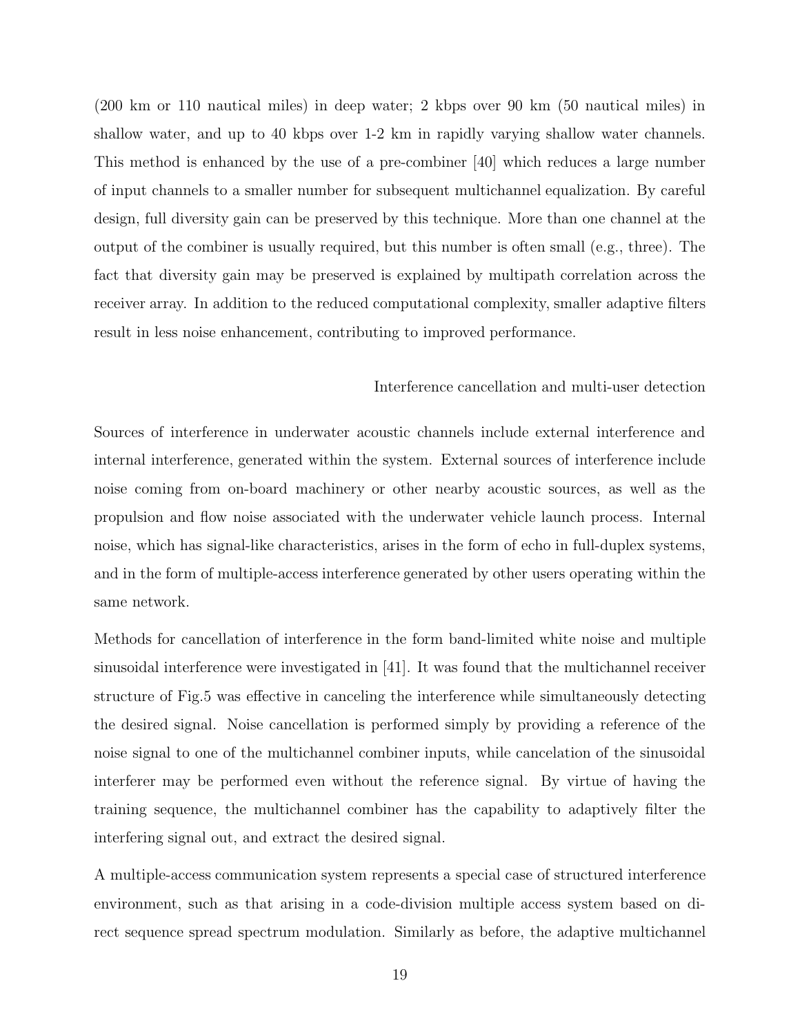(200 km or 110 nautical miles) in deep water; 2 kbps over 90 km (50 nautical miles) in shallow water, and up to 40 kbps over 1-2 km in rapidly varying shallow water channels. This method is enhanced by the use of a pre-combiner [40] which reduces a large number of input channels to a smaller number for subsequent multichannel equalization. By careful design, full diversity gain can be preserved by this technique. More than one channel at the output of the combiner is usually required, but this number is often small (e.g., three). The fact that diversity gain may be preserved is explained by multipath correlation across the receiver array. In addition to the reduced computational complexity, smaller adaptive filters result in less noise enhancement, contributing to improved performance.

### Interference cancellation and multi-user detection

Sources of interference in underwater acoustic channels include external interference and internal interference, generated within the system. External sources of interference include noise coming from on-board machinery or other nearby acoustic sources, as well as the propulsion and flow noise associated with the underwater vehicle launch process. Internal noise, which has signal-like characteristics, arises in the form of echo in full-duplex systems, and in the form of multiple-access interference generated by other users operating within the same network.

Methods for cancellation of interference in the form band-limited white noise and multiple sinusoidal interference were investigated in [41]. It was found that the multichannel receiver structure of Fig.5 was effective in canceling the interference while simultaneously detecting the desired signal. Noise cancellation is performed simply by providing a reference of the noise signal to one of the multichannel combiner inputs, while cancelation of the sinusoidal interferer may be performed even without the reference signal. By virtue of having the training sequence, the multichannel combiner has the capability to adaptively filter the interfering signal out, and extract the desired signal.

A multiple-access communication system represents a special case of structured interference environment, such as that arising in a code-division multiple access system based on direct sequence spread spectrum modulation. Similarly as before, the adaptive multichannel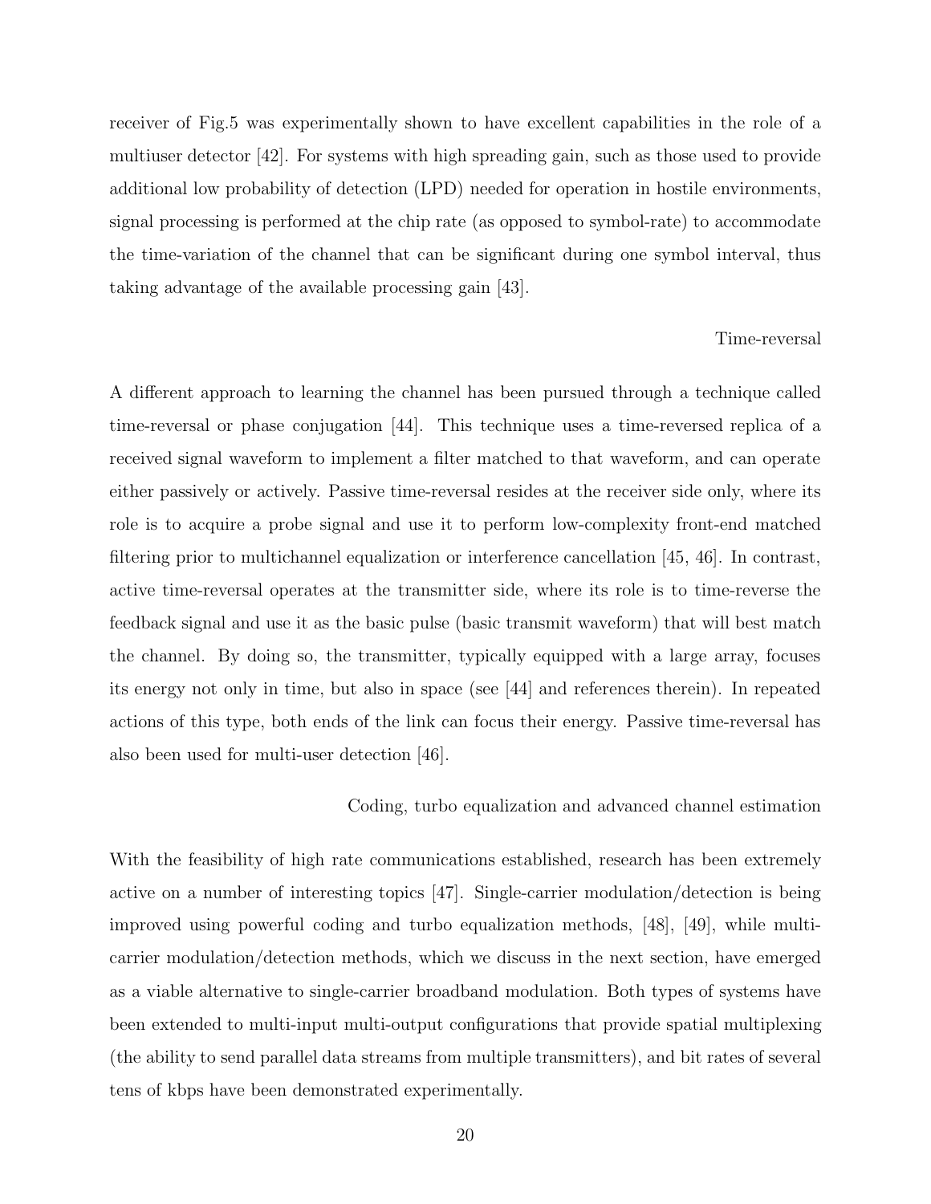receiver of Fig.5 was experimentally shown to have excellent capabilities in the role of a multiuser detector [42]. For systems with high spreading gain, such as those used to provide additional low probability of detection (LPD) needed for operation in hostile environments, signal processing is performed at the chip rate (as opposed to symbol-rate) to accommodate the time-variation of the channel that can be significant during one symbol interval, thus taking advantage of the available processing gain [43].

### Time-reversal

A different approach to learning the channel has been pursued through a technique called time-reversal or phase conjugation [44]. This technique uses a time-reversed replica of a received signal waveform to implement a filter matched to that waveform, and can operate either passively or actively. Passive time-reversal resides at the receiver side only, where its role is to acquire a probe signal and use it to perform low-complexity front-end matched filtering prior to multichannel equalization or interference cancellation [45, 46]. In contrast, active time-reversal operates at the transmitter side, where its role is to time-reverse the feedback signal and use it as the basic pulse (basic transmit waveform) that will best match the channel. By doing so, the transmitter, typically equipped with a large array, focuses its energy not only in time, but also in space (see [44] and references therein). In repeated actions of this type, both ends of the link can focus their energy. Passive time-reversal has also been used for multi-user detection [46].

### Coding, turbo equalization and advanced channel estimation

With the feasibility of high rate communications established, research has been extremely active on a number of interesting topics [47]. Single-carrier modulation/detection is being improved using powerful coding and turbo equalization methods, [48], [49], while multi-carrier modulation/detection methods, which we discuss in the next section, have emerged as a viable alternative to single-carrier broadband modulation. Both types of systems have been extended to multi-input multi-output configurations that provide spatial multiplexing (the ability to send parallel data streams from multiple transmitters), and bit rates of several tens of kbps have been demonstrated experimentally.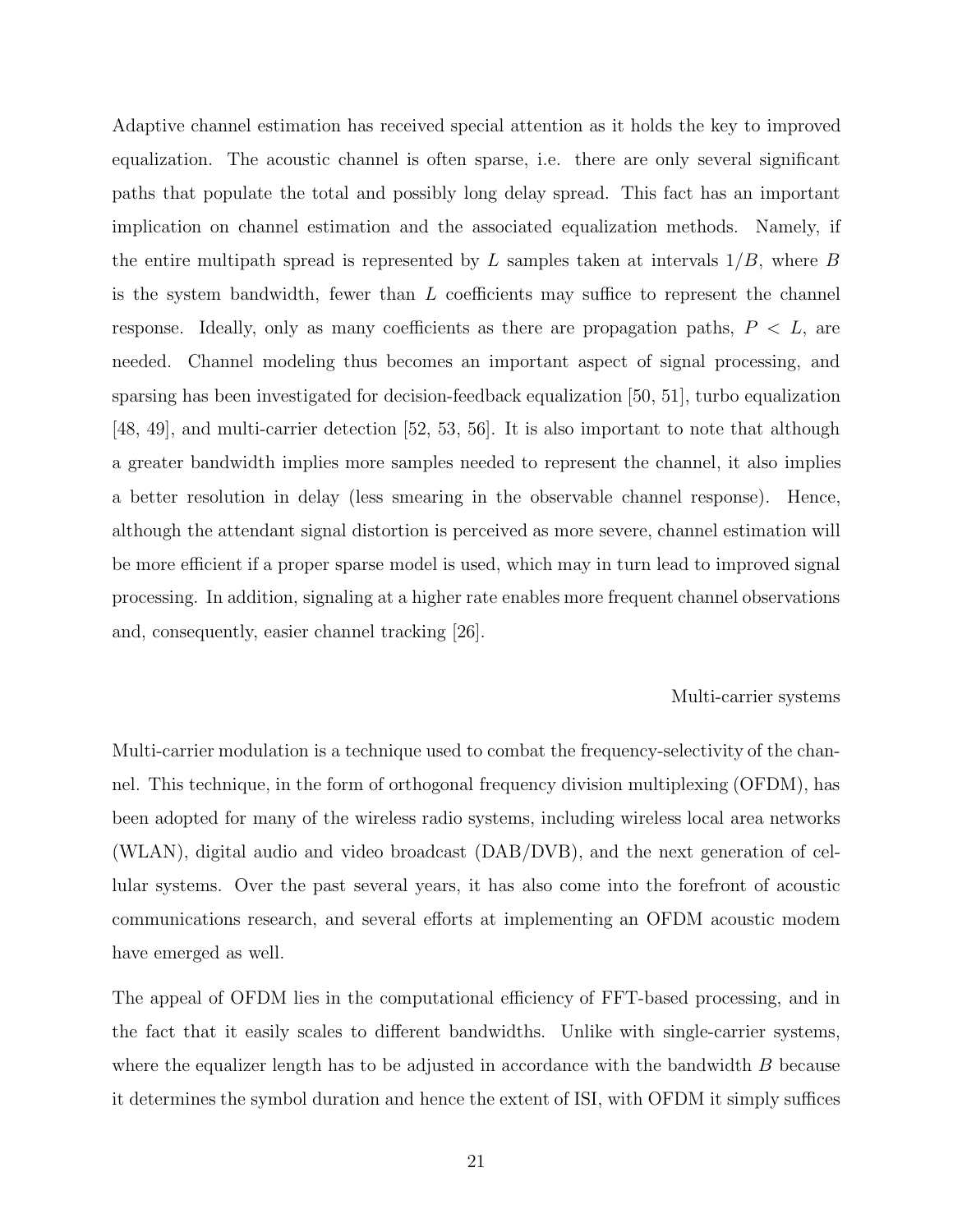Adaptive channel estimation has received special attention as it holds the key to improved equalization. The acoustic channel is often sparse, i.e. there are only several significant paths that populate the total and possibly long delay spread. This fact has an important implication on channel estimation and the associated equalization methods. Namely, if the entire multipath spread is represented by $L$ samples taken at intervals $1/B$, where $B$ is the system bandwidth, fewer than $L$ coefficients may suffice to represent the channel response. Ideally, only as many coefficients as there are propagation paths, $P < L$, are needed. Channel modeling thus becomes an important aspect of signal processing, and sparsing has been investigated for decision-feedback equalization [50, 51], turbo equalization [48, 49], and multi-carrier detection [52, 53, 56]. It is also important to note that although a greater bandwidth implies more samples needed to represent the channel, it also implies a better resolution in delay (less smearing in the observable channel response). Hence, although the attendant signal distortion is perceived as more severe, channel estimation will be more efficient if a proper sparse model is used, which may in turn lead to improved signal processing. In addition, signaling at a higher rate enables more frequent channel observations and, consequently, easier channel tracking [26].

### Multi-carrier systems

Multi-carrier modulation is a technique used to combat the frequency-selectivity of the channel. This technique, in the form of orthogonal frequency division multiplexing (OFDM), has been adopted for many of the wireless radio systems, including wireless local area networks (WLAN), digital audio and video broadcast (DAB/DVB), and the next generation of cellular systems. Over the past several years, it has also come into the forefront of acoustic communications research, and several efforts at implementing an OFDM acoustic modem have emerged as well.

The appeal of OFDM lies in the computational efficiency of FFT-based processing, and in the fact that it easily scales to different bandwidths. Unlike with single-carrier systems, where the equalizer length has to be adjusted in accordance with the bandwidth $B$ because it determines the symbol duration and hence the extent of ISI, with OFDM it simply suffices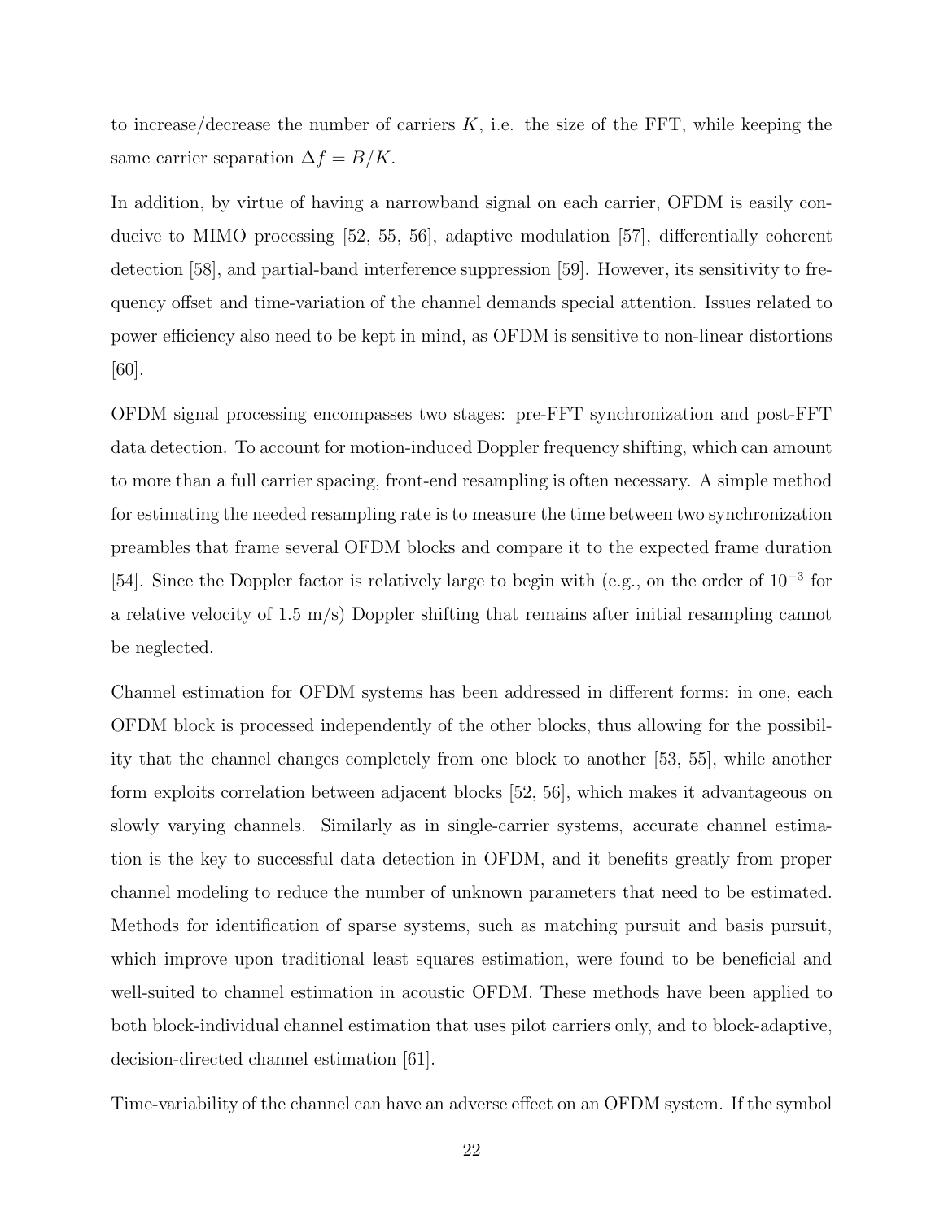to increase/decrease the number of carriers $K$, i.e. the size of the FFT, while keeping the same carrier separation $\Delta f = B/K$.

In addition, by virtue of having a narrowband signal on each carrier, OFDM is easily conducive to MIMO processing [52, 55, 56], adaptive modulation [57], differentially coherent detection [58], and partial-band interference suppression [59]. However, its sensitivity to frequency offset and time-variation of the channel demands special attention. Issues related to power efficiency also need to be kept in mind, as OFDM is sensitive to non-linear distortions [60].

OFDM signal processing encompasses two stages: pre-FFT synchronization and post-FFT data detection. To account for motion-induced Doppler frequency shifting, which can amount to more than a full carrier spacing, front-end resampling is often necessary. A simple method for estimating the needed resampling rate is to measure the time between two synchronization preambles that frame several OFDM blocks and compare it to the expected frame duration [54]. Since the Doppler factor is relatively large to begin with (e.g., on the order of $10^{-3}$ for a relative velocity of 1.5 m/s) Doppler shifting that remains after initial resampling cannot be neglected.

Channel estimation for OFDM systems has been addressed in different forms: in one, each OFDM block is processed independently of the other blocks, thus allowing for the possibility that the channel changes completely from one block to another [53, 55], while another form exploits correlation between adjacent blocks [52, 56], which makes it advantageous on slowly varying channels. Similarly as in single-carrier systems, accurate channel estimation is the key to successful data detection in OFDM, and it benefits greatly from proper channel modeling to reduce the number of unknown parameters that need to be estimated. Methods for identification of sparse systems, such as matching pursuit and basis pursuit, which improve upon traditional least squares estimation, were found to be beneficial and well-suited to channel estimation in acoustic OFDM. These methods have been applied to both block-individual channel estimation that uses pilot carriers only, and to block-adaptive, decision-directed channel estimation [61].

Time-variability of the channel can have an adverse effect on an OFDM system. If the symbol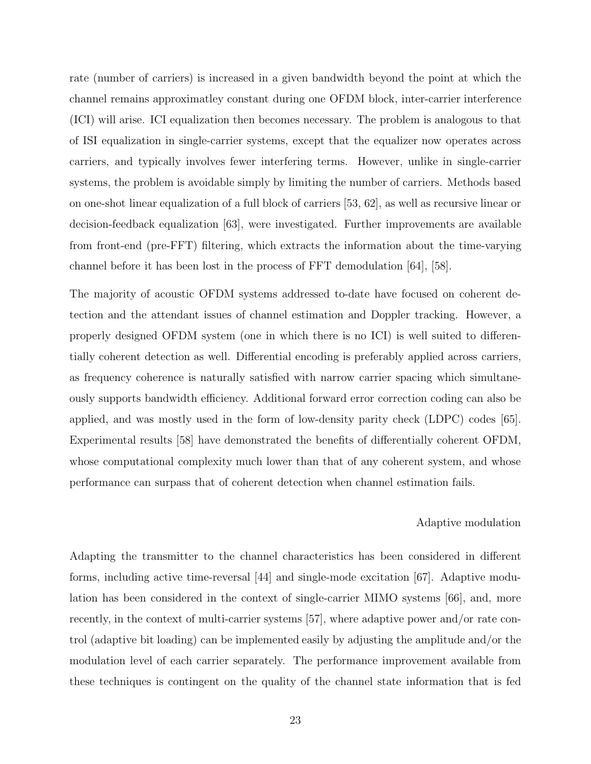rate (number of carriers) is increased in a given bandwidth beyond the point at which the channel remains approximatley constant during one OFDM block, inter-carrier interference (ICI) will arise. ICI equalization then becomes necessary. The problem is analogous to that of ISI equalization in single-carrier systems, except that the equalizer now operates across carriers, and typically involves fewer interfering terms. However, unlike in single-carrier systems, the problem is avoidable simply by limiting the number of carriers. Methods based on one-shot linear equalization of a full block of carriers [53, 62], as well as recursive linear or decision-feedback equalization [63], were investigated. Further improvements are available from front-end (pre-FFT) filtering, which extracts the information about the time-varying channel before it has been lost in the process of FFT demodulation [64], [58].

The majority of acoustic OFDM systems addressed to-date have focused on coherent detection and the attendant issues of channel estimation and Doppler tracking. However, a properly designed OFDM system (one in which there is no ICI) is well suited to differentially coherent detection as well. Differential encoding is preferably applied across carriers, as frequency coherence is naturally satisfied with narrow carrier spacing which simultaneously supports bandwidth efficiency. Additional forward error correction coding can also be applied, and was mostly used in the form of low-density parity check (LDPC) codes [65]. Experimental results [58] have demonstrated the benefits of differentially coherent OFDM, whose computational complexity much lower than that of any coherent system, and whose performance can surpass that of coherent detection when channel estimation fails.

### Adaptive modulation

Adapting the transmitter to the channel characteristics has been considered in different forms, including active time-reversal [44] and single-mode excitation [67]. Adaptive modulation has been considered in the context of single-carrier MIMO systems [66], and, more recently, in the context of multi-carrier systems [57], where adaptive power and/or rate control (adaptive bit loading) can be implemented easily by adjusting the amplitude and/or the modulation level of each carrier separately. The performance improvement available from these techniques is contingent on the quality of the channel state information that is fed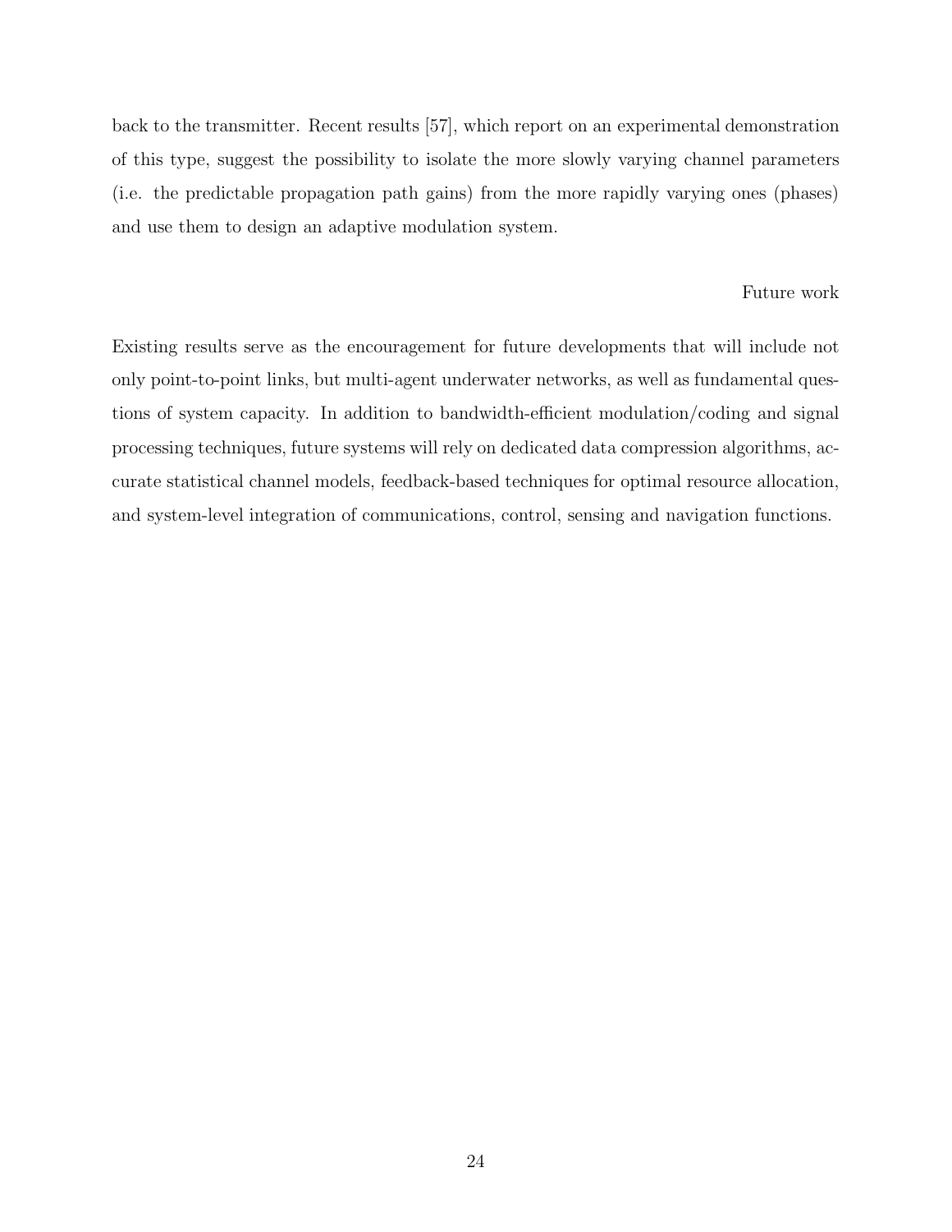back to the transmitter. Recent results [57], which report on an experimental demonstration of this type, suggest the possibility to isolate the more slowly varying channel parameters (i.e. the predictable propagation path gains) from the more rapidly varying ones (phases) and use them to design an adaptive modulation system.

## Future work

Existing results serve as the encouragement for future developments that will include not only point-to-point links, but multi-agent underwater networks, as well as fundamental questions of system capacity. In addition to bandwidth-efficient modulation/coding and signal processing techniques, future systems will rely on dedicated data compression algorithms, accurate statistical channel models, feedback-based techniques for optimal resource allocation, and system-level integration of communications, control, sensing and navigation functions.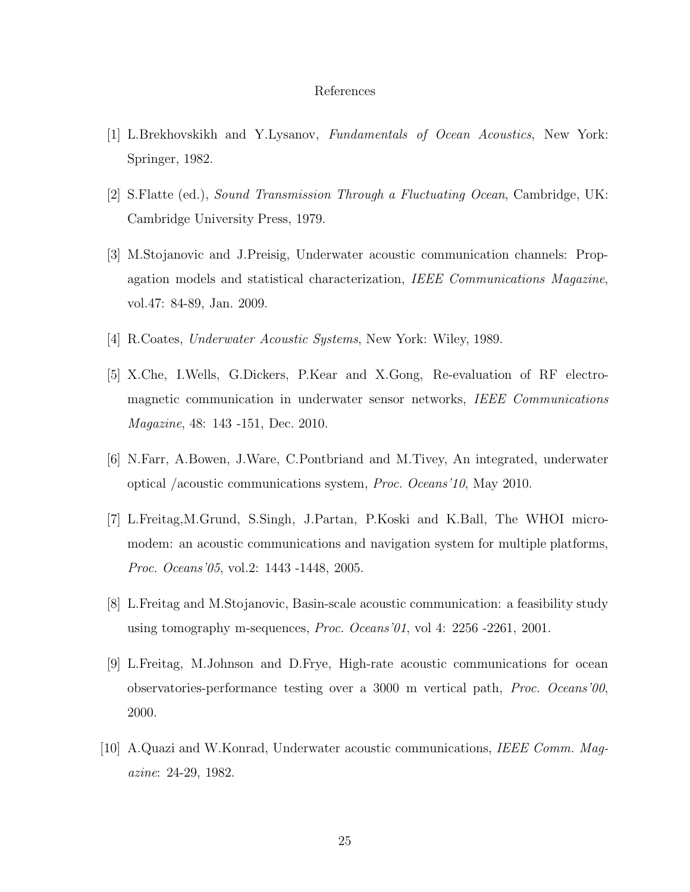# References

[1] L.Brekhovskikh and Y.Lysanov, *Fundamentals of Ocean Acoustics*, New York: Springer, 1982.

[2] S.Flatte (ed.), *Sound Transmission Through a Fluctuating Ocean*, Cambridge, UK: Cambridge University Press, 1979.

[3] M.Stojanovic and J.Preisig, Underwater acoustic communication channels: Propagation models and statistical characterization, *IEEE Communications Magazine*, vol.47: 84-89, Jan. 2009.

[4] R.Coates, *Underwater Acoustic Systems*, New York: Wiley, 1989.

[5] X.Che, I.Wells, G.Dickers, P.Kear and X.Gong, Re-evaluation of RF electromagnetic communication in underwater sensor networks, *IEEE Communications Magazine*, 48: 143 -151, Dec. 2010.

[6] N.Farr, A.Bowen, J.Ware, C.Pontbriand and M.Tivey, An integrated, underwater optical /acoustic communications system, *Proc. Oceans'10*, May 2010.

[7] L.Freitag,M.Grund, S.Singh, J.Partan, P.Koski and K.Ball, The WHOI micromodem: an acoustic communications and navigation system for multiple platforms, *Proc. Oceans'05*, vol.2: 1443 -1448, 2005.

[8] L.Freitag and M.Stojanovic, Basin-scale acoustic communication: a feasibility study using tomography m-sequences, *Proc. Oceans'01*, vol 4: 2256 -2261, 2001.

[9] L.Freitag, M.Johnson and D.Frye, High-rate acoustic communications for ocean observatories-performance testing over a 3000 m vertical path, *Proc. Oceans'00*, 2000.

[10] A.Quazi and W.Konrad, Underwater acoustic communications, *IEEE Comm. Magazine*: 24-29, 1982.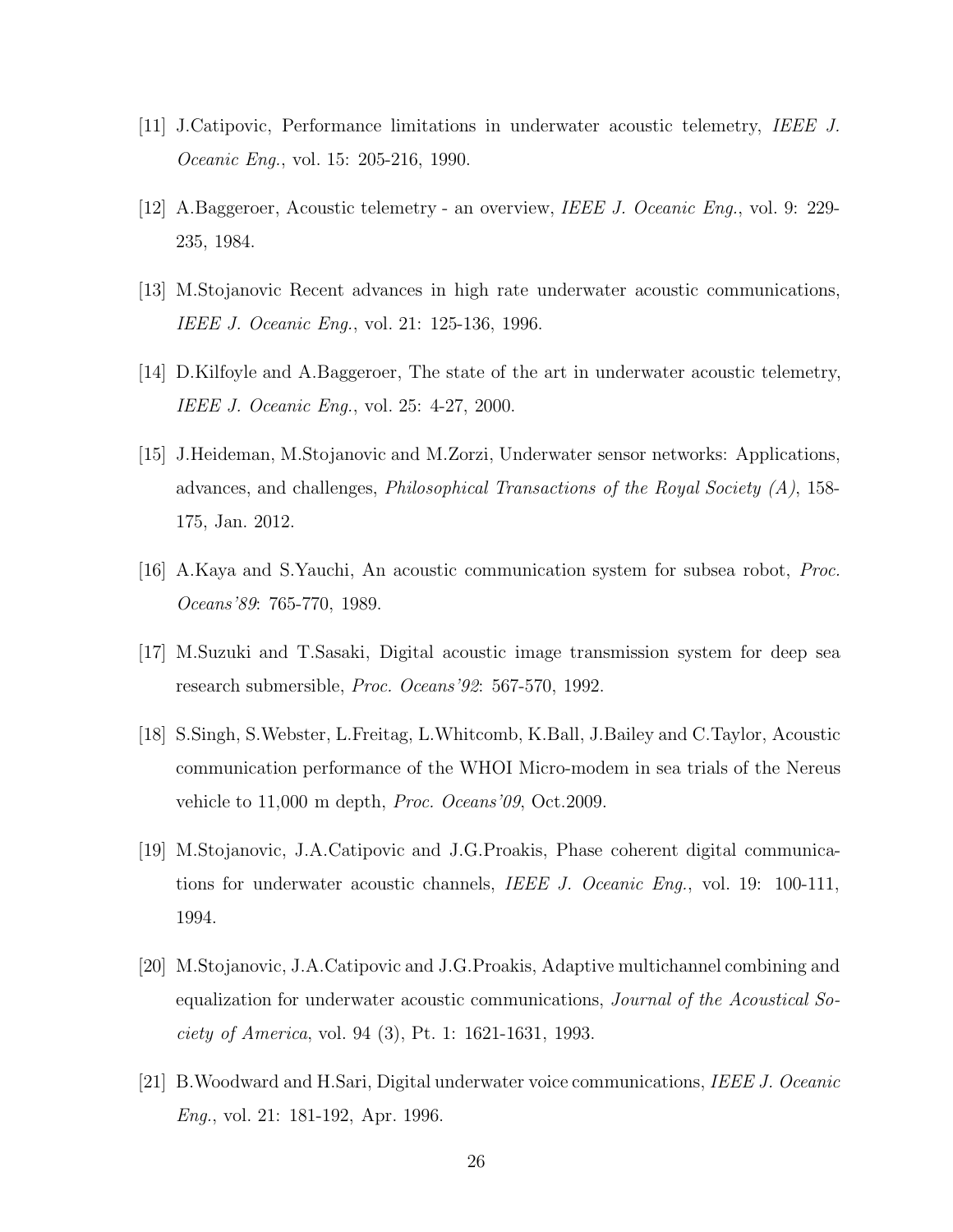[11] J.Catipovic, Performance limitations in underwater acoustic telemetry, *IEEE J. Oceanic Eng.*, vol. 15: 205-216, 1990.

[12] A.Baggeroer, Acoustic telemetry - an overview, *IEEE J. Oceanic Eng.*, vol. 9: 229-235, 1984.

[13] M.Stojanovic Recent advances in high rate underwater acoustic communications, *IEEE J. Oceanic Eng.*, vol. 21: 125-136, 1996.

[14] D.Kilfoyle and A.Baggeroer, The state of the art in underwater acoustic telemetry, *IEEE J. Oceanic Eng.*, vol. 25: 4-27, 2000.

[15] J.Heideman, M.Stojanovic and M.Zorzi, Underwater sensor networks: Applications, advances, and challenges, *Philosophical Transactions of the Royal Society (A)*, 158-175, Jan. 2012.

[16] A.Kaya and S.Yauchi, An acoustic communication system for subsea robot, *Proc. Oceans'89*: 765-770, 1989.

[17] M.Suzuki and T.Sasaki, Digital acoustic image transmission system for deep sea research submersible, *Proc. Oceans'92*: 567-570, 1992.

[18] S.Singh, S.Webster, L.Freitag, L.Whitcomb, K.Ball, J.Bailey and C.Taylor, Acoustic communication performance of the WHOI Micro-modem in sea trials of the Nereus vehicle to 11,000 m depth, *Proc. Oceans'09*, Oct.2009.

[19] M.Stojanovic, J.A.Catipovic and J.G.Proakis, Phase coherent digital communications for underwater acoustic channels, *IEEE J. Oceanic Eng.*, vol. 19: 100-111, 1994.

[20] M.Stojanovic, J.A.Catipovic and J.G.Proakis, Adaptive multichannel combining and equalization for underwater acoustic communications, *Journal of the Acoustical Society of America*, vol. 94 (3), Pt. 1: 1621-1631, 1993.

[21] B.Woodward and H.Sari, Digital underwater voice communications, *IEEE J. Oceanic Eng.*, vol. 21: 181-192, Apr. 1996.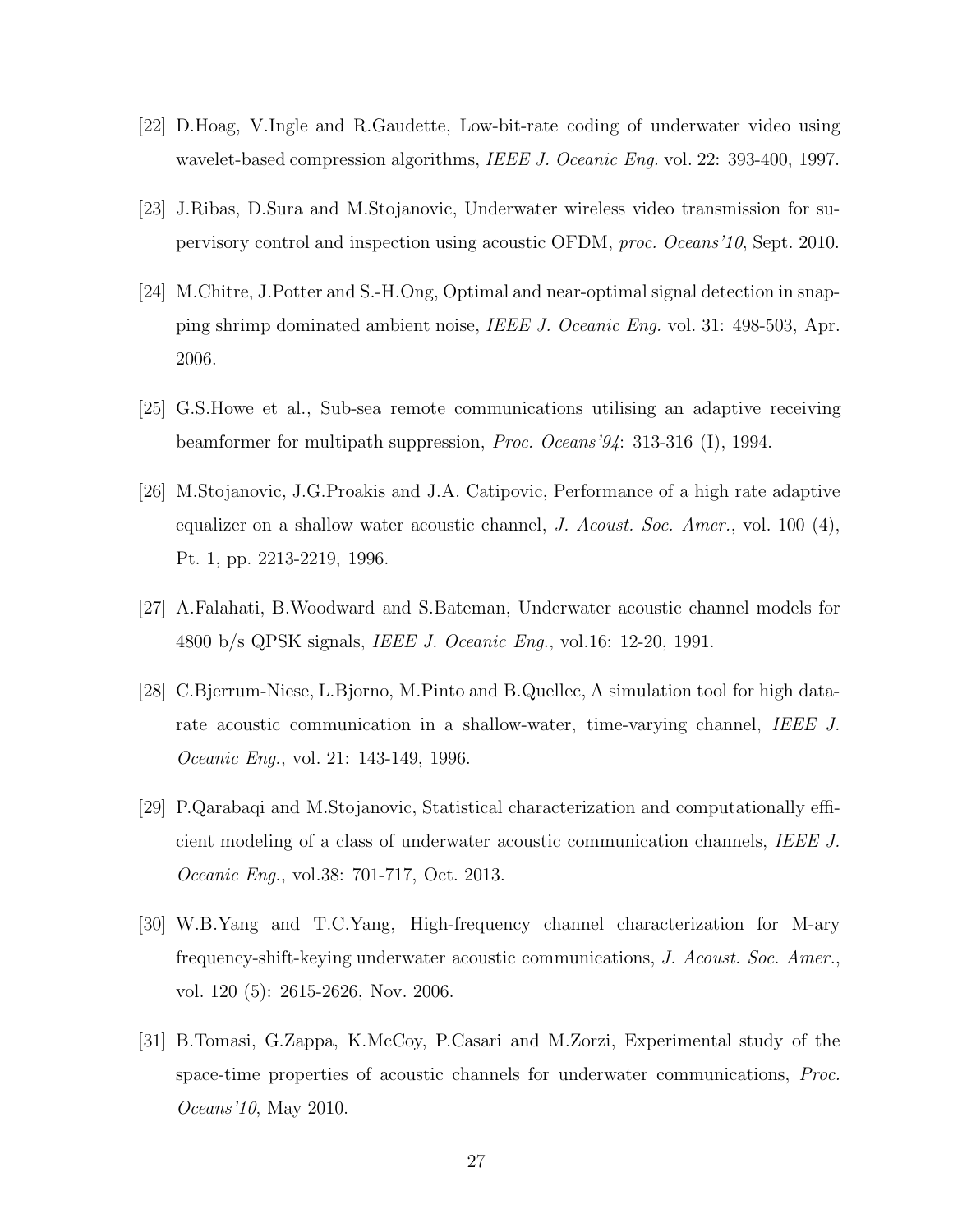[22] D.Hoag, V.Ingle and R.Gaudette, Low-bit-rate coding of underwater video using wavelet-based compression algorithms, *IEEE J. Oceanic Eng.* vol. 22: 393-400, 1997.

[23] J.Ribas, D.Sura and M.Stojanovic, Underwater wireless video transmission for supervisory control and inspection using acoustic OFDM, *proc. Oceans'10*, Sept. 2010.

[24] M.Chitre, J.Potter and S.-H.Ong, Optimal and near-optimal signal detection in snapping shrimp dominated ambient noise, *IEEE J. Oceanic Eng.* vol. 31: 498-503, Apr. 2006.

[25] G.S.Howe et al., Sub-sea remote communications utilising an adaptive receiving beamformer for multipath suppression, *Proc. Oceans'94*: 313-316 (I), 1994.

[26] M.Stojanovic, J.G.Proakis and J.A. Catipovic, Performance of a high rate adaptive equalizer on a shallow water acoustic channel, *J. Acoust. Soc. Amer.*, vol. 100 (4), Pt. 1, pp. 2213-2219, 1996.

[27] A.Falahati, B.Woodward and S.Bateman, Underwater acoustic channel models for 4800 b/s QPSK signals, *IEEE J. Oceanic Eng.*, vol.16: 12-20, 1991.

[28] C.Bjerrum-Niese, L.Bjorno, M.Pinto and B.Quellec, A simulation tool for high datarate acoustic communication in a shallow-water, time-varying channel, *IEEE J. Oceanic Eng.*, vol. 21: 143-149, 1996.

[29] P.Qarabaqi and M.Stojanovic, Statistical characterization and computationally efficient modeling of a class of underwater acoustic communication channels, *IEEE J. Oceanic Eng.*, vol.38: 701-717, Oct. 2013.

[30] W.B.Yang and T.C.Yang, High-frequency channel characterization for M-ary frequency-shift-keying underwater acoustic communications, *J. Acoust. Soc. Amer.*, vol. 120 (5): 2615-2626, Nov. 2006.

[31] B.Tomasi, G.Zappa, K.McCoy, P.Casari and M.Zorzi, Experimental study of the space-time properties of acoustic channels for underwater communications, *Proc. Oceans'10*, May 2010.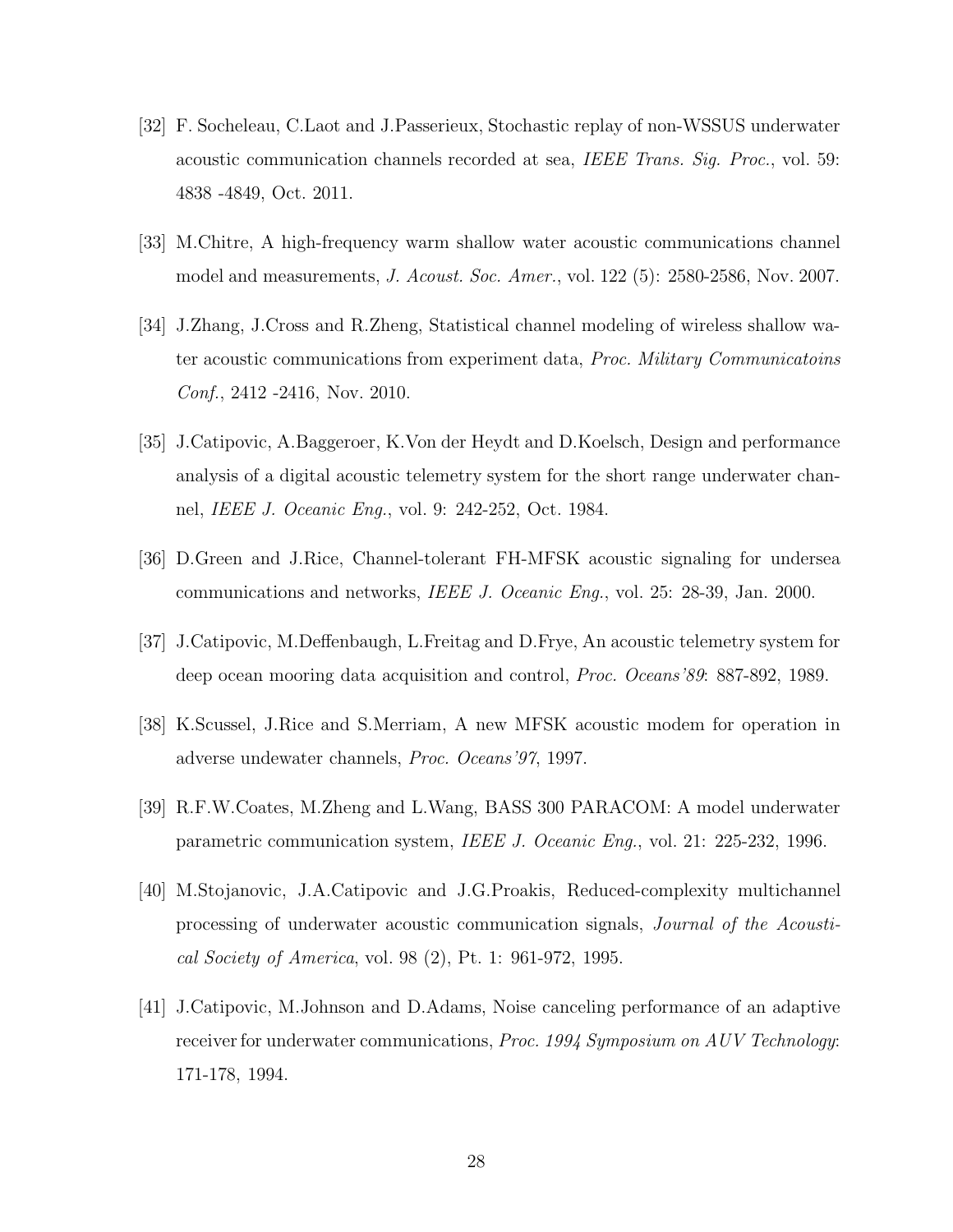[32] F. Socheleau, C.Laot and J.Passerieux, Stochastic replay of non-WSSUS underwater acoustic communication channels recorded at sea, *IEEE Trans. Sig. Proc.*, vol. 59: 4838 -4849, Oct. 2011.

[33] M.Chitre, A high-frequency warm shallow water acoustic communications channel model and measurements, *J. Acoust. Soc. Amer.*, vol. 122 (5): 2580-2586, Nov. 2007.

[34] J.Zhang, J.Cross and R.Zheng, Statistical channel modeling of wireless shallow water acoustic communications from experiment data, *Proc. Military Communicatoins Conf.*, 2412 -2416, Nov. 2010.

[35] J.Catipovic, A.Baggeroer, K.Von der Heydt and D.Koelsch, Design and performance analysis of a digital acoustic telemetry system for the short range underwater channel, *IEEE J. Oceanic Eng.*, vol. 9: 242-252, Oct. 1984.

[36] D.Green and J.Rice, Channel-tolerant FH-MFSK acoustic signaling for undersea communications and networks, *IEEE J. Oceanic Eng.*, vol. 25: 28-39, Jan. 2000.

[37] J.Catipovic, M.Deffenbaugh, L.Freitag and D.Frye, An acoustic telemetry system for deep ocean mooring data acquisition and control, *Proc. Oceans'89*: 887-892, 1989.

[38] K.Scussel, J.Rice and S.Merriam, A new MFSK acoustic modem for operation in adverse undewater channels, *Proc. Oceans'97*, 1997.

[39] R.F.W.Coates, M.Zheng and L.Wang, BASS 300 PARACOM: A model underwater parametric communication system, *IEEE J. Oceanic Eng.*, vol. 21: 225-232, 1996.

[40] M.Stojanovic, J.A.Catipovic and J.G.Proakis, Reduced-complexity multichannel processing of underwater acoustic communication signals, *Journal of the Acoustical Society of America*, vol. 98 (2), Pt. 1: 961-972, 1995.

[41] J.Catipovic, M.Johnson and D.Adams, Noise canceling performance of an adaptive receiver for underwater communications, *Proc. 1994 Symposium on AUV Technology*: 171-178, 1994.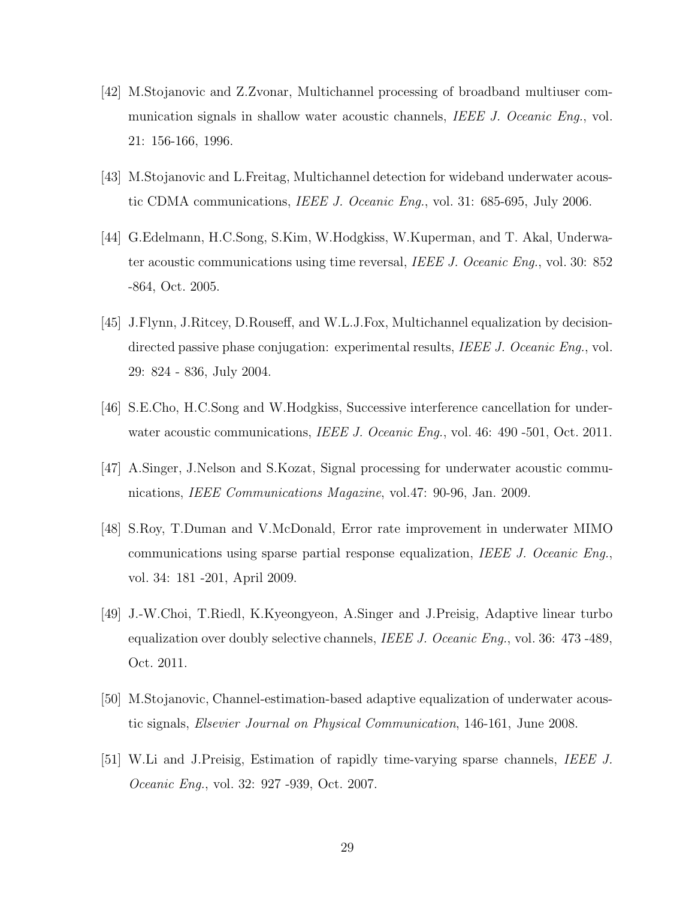[42] M.Stojanovic and Z.Zvonar, Multichannel processing of broadband multiuser communication signals in shallow water acoustic channels, *IEEE J. Oceanic Eng.*, vol. 21: 156-166, 1996.

[43] M.Stojanovic and L.Freitag, Multichannel detection for wideband underwater acoustic CDMA communications, *IEEE J. Oceanic Eng.*, vol. 31: 685-695, July 2006.

[44] G.Edelmann, H.C.Song, S.Kim, W.Hodgkiss, W.Kuperman, and T. Akal, Underwater acoustic communications using time reversal, *IEEE J. Oceanic Eng.*, vol. 30: 852 -864, Oct. 2005.

[45] J.Flynn, J.Ritcey, D.Rouseff, and W.L.J.Fox, Multichannel equalization by decision-directed passive phase conjugation: experimental results, *IEEE J. Oceanic Eng.*, vol. 29: 824 - 836, July 2004.

[46] S.E.Cho, H.C.Song and W.Hodgkiss, Successive interference cancellation for underwater acoustic communications, *IEEE J. Oceanic Eng.*, vol. 46: 490 -501, Oct. 2011.

[47] A.Singer, J.Nelson and S.Kozat, Signal processing for underwater acoustic communications, *IEEE Communications Magazine*, vol.47: 90-96, Jan. 2009.

[48] S.Roy, T.Duman and V.McDonald, Error rate improvement in underwater MIMO communications using sparse partial response equalization, *IEEE J. Oceanic Eng.*, vol. 34: 181 -201, April 2009.

[49] J.-W.Choi, T.Riedl, K.Kyeongyeon, A.Singer and J.Preisig, Adaptive linear turbo equalization over doubly selective channels, *IEEE J. Oceanic Eng.*, vol. 36: 473 -489, Oct. 2011.

[50] M.Stojanovic, Channel-estimation-based adaptive equalization of underwater acoustic signals, *Elsevier Journal on Physical Communication*, 146-161, June 2008.

[51] W.Li and J.Preisig, Estimation of rapidly time-varying sparse channels, *IEEE J. Oceanic Eng.*, vol. 32: 927 -939, Oct. 2007.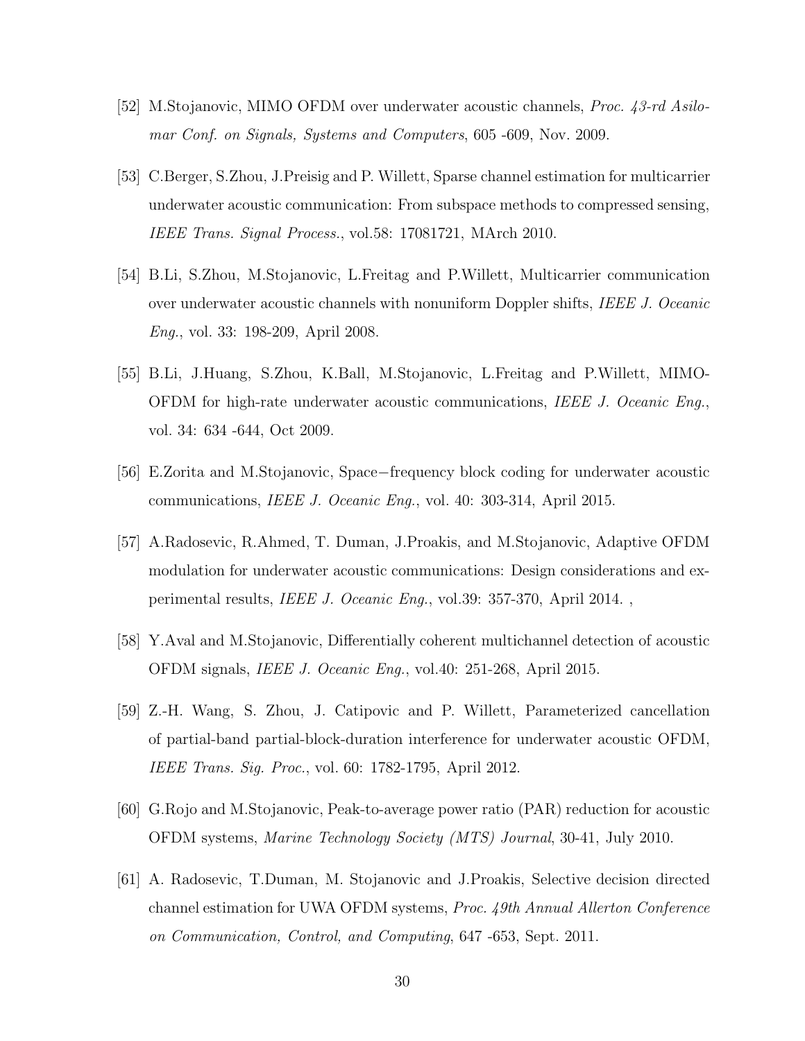[52] M.Stojanovic, MIMO OFDM over underwater acoustic channels, *Proc. 43-rd Asilomar Conf. on Signals, Systems and Computers*, 605 -609, Nov. 2009.

[53] C.Berger, S.Zhou, J.Preisig and P. Willett, Sparse channel estimation for multicarrier underwater acoustic communication: From subspace methods to compressed sensing, *IEEE Trans. Signal Process.*, vol.58: 17081721, MArch 2010.

[54] B.Li, S.Zhou, M.Stojanovic, L.Freitag and P.Willett, Multicarrier communication over underwater acoustic channels with nonuniform Doppler shifts, *IEEE J. Oceanic Eng.*, vol. 33: 198-209, April 2008.

[55] B.Li, J.Huang, S.Zhou, K.Ball, M.Stojanovic, L.Freitag and P.Willett, MIMO-OFDM for high-rate underwater acoustic communications, *IEEE J. Oceanic Eng.*, vol. 34: 634 -644, Oct 2009.

[56] E.Zorita and M.Stojanovic, Space−frequency block coding for underwater acoustic communications, *IEEE J. Oceanic Eng.*, vol. 40: 303-314, April 2015.

[57] A.Radosevic, R.Ahmed, T. Duman, J.Proakis, and M.Stojanovic, Adaptive OFDM modulation for underwater acoustic communications: Design considerations and experimental results, *IEEE J. Oceanic Eng.*, vol.39: 357-370, April 2014. ,

[58] Y.Aval and M.Stojanovic, Differentially coherent multichannel detection of acoustic OFDM signals, *IEEE J. Oceanic Eng.*, vol.40: 251-268, April 2015.

[59] Z.-H. Wang, S. Zhou, J. Catipovic and P. Willett, Parameterized cancellation of partial-band partial-block-duration interference for underwater acoustic OFDM, *IEEE Trans. Sig. Proc.*, vol. 60: 1782-1795, April 2012.

[60] G.Rojo and M.Stojanovic, Peak-to-average power ratio (PAR) reduction for acoustic OFDM systems, *Marine Technology Society (MTS) Journal*, 30-41, July 2010.

[61] A. Radosevic, T.Duman, M. Stojanovic and J.Proakis, Selective decision directed channel estimation for UWA OFDM systems, *Proc. 49th Annual Allerton Conference on Communication, Control, and Computing*, 647 -653, Sept. 2011.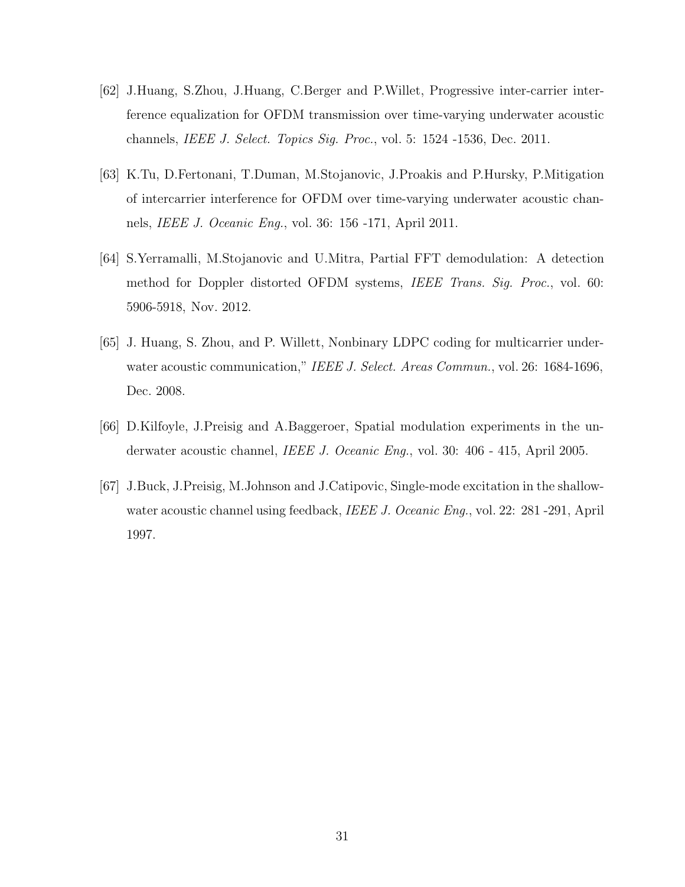[62] J.Huang, S.Zhou, J.Huang, C.Berger and P.Willet, Progressive inter-carrier interference equalization for OFDM transmission over time-varying underwater acoustic channels, *IEEE J. Select. Topics Sig. Proc.*, vol. 5: 1524 -1536, Dec. 2011.

[63] K.Tu, D.Fertonani, T.Duman, M.Stojanovic, J.Proakis and P.Hursky, P.Mitigation of intercarrier interference for OFDM over time-varying underwater acoustic channels, *IEEE J. Oceanic Eng.*, vol. 36: 156 -171, April 2011.

[64] S.Yerramalli, M.Stojanovic and U.Mitra, Partial FFT demodulation: A detection method for Doppler distorted OFDM systems, *IEEE Trans. Sig. Proc.*, vol. 60: 5906-5918, Nov. 2012.

[65] J. Huang, S. Zhou, and P. Willett, Nonbinary LDPC coding for multicarrier underwater acoustic communication," *IEEE J. Select. Areas Commun.*, vol. 26: 1684-1696, Dec. 2008.

[66] D.Kilfoyle, J.Preisig and A.Baggeroer, Spatial modulation experiments in the underwater acoustic channel, *IEEE J. Oceanic Eng.*, vol. 30: 406 - 415, April 2005.

[67] J.Buck, J.Preisig, M.Johnson and J.Catipovic, Single-mode excitation in the shallow-water acoustic channel using feedback, *IEEE J. Oceanic Eng.*, vol. 22: 281 -291, April 1997.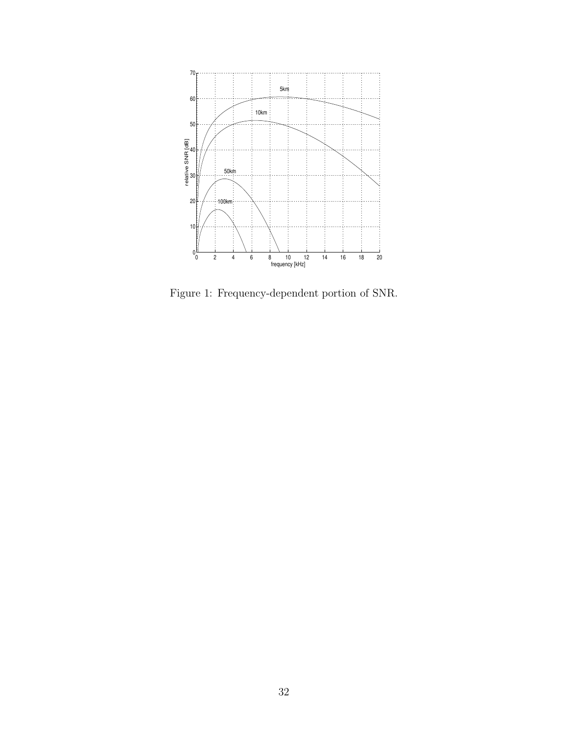Figure 1: Frequency-dependent portion of SNR.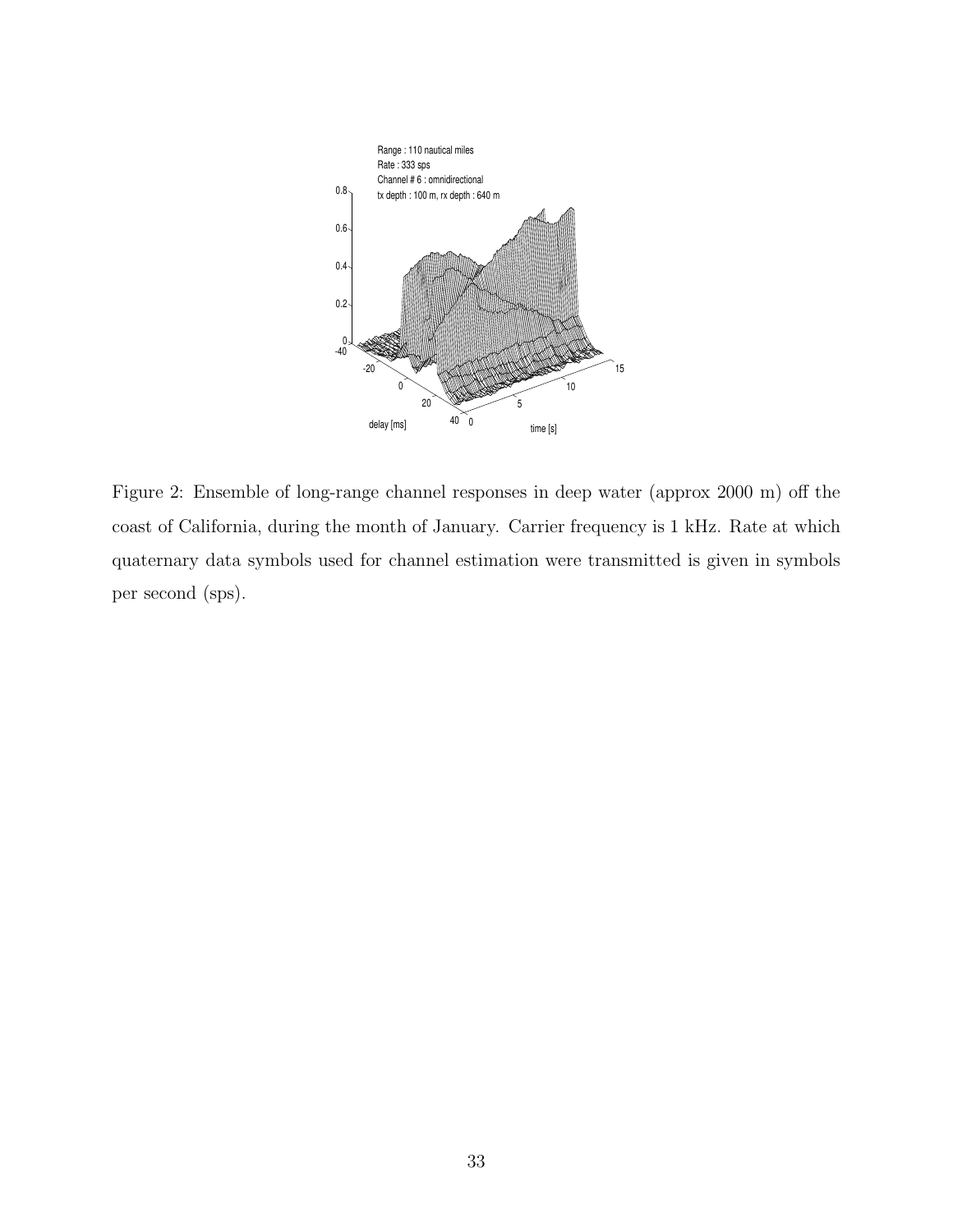Figure 2: Ensemble of long-range channel responses in deep water (approx 2000 m) off the coast of California, during the month of January. Carrier frequency is 1 kHz. Rate at which quaternary data symbols used for channel estimation were transmitted is given in symbols per second (sps).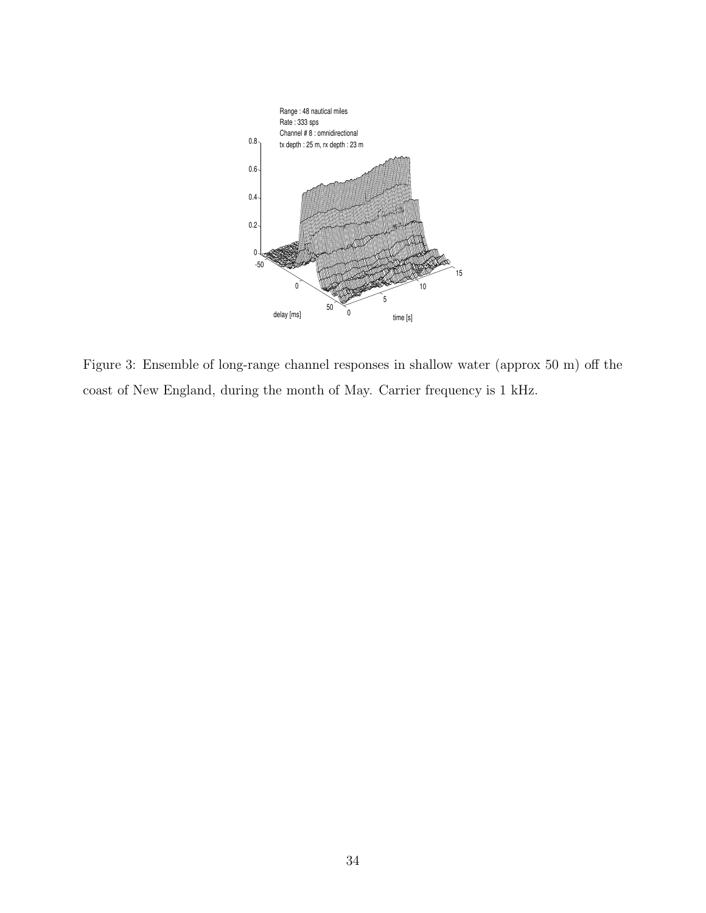Figure 3: Ensemble of long-range channel responses in shallow water (approx 50 m) off the coast of New England, during the month of May. Carrier frequency is 1 kHz.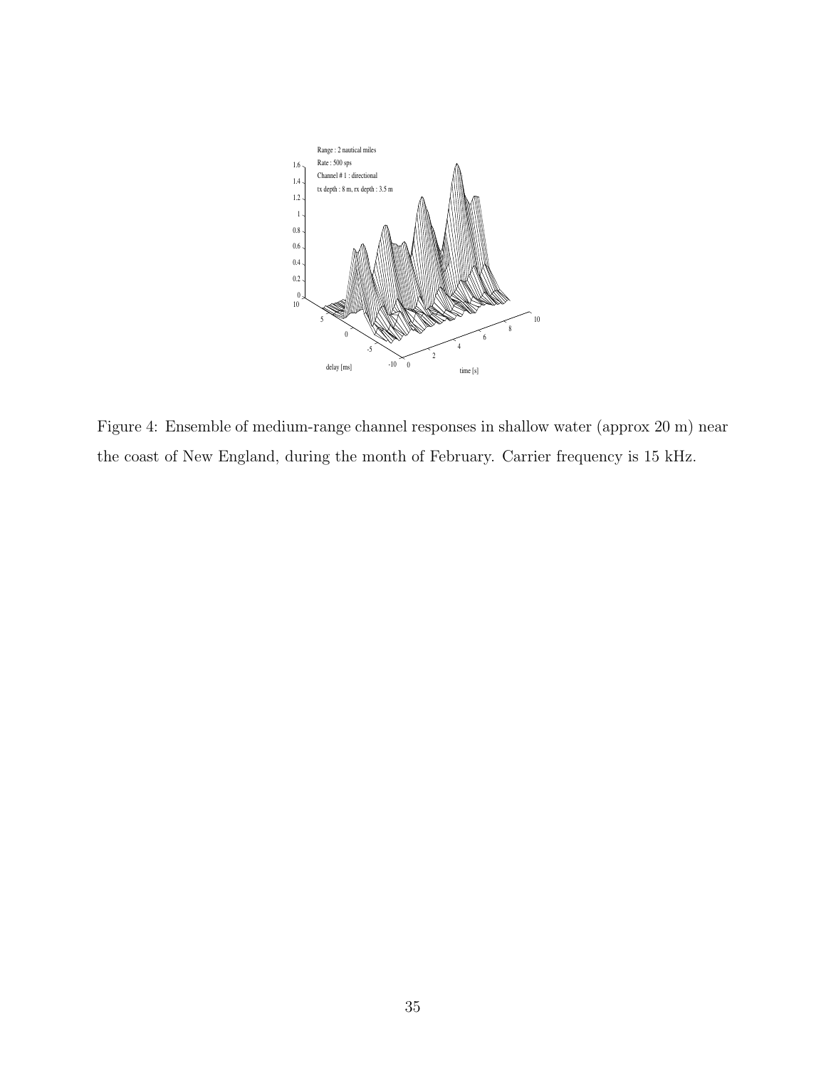Figure 4: Ensemble of medium-range channel responses in shallow water (approx 20 m) near the coast of New England, during the month of February. Carrier frequency is 15 kHz.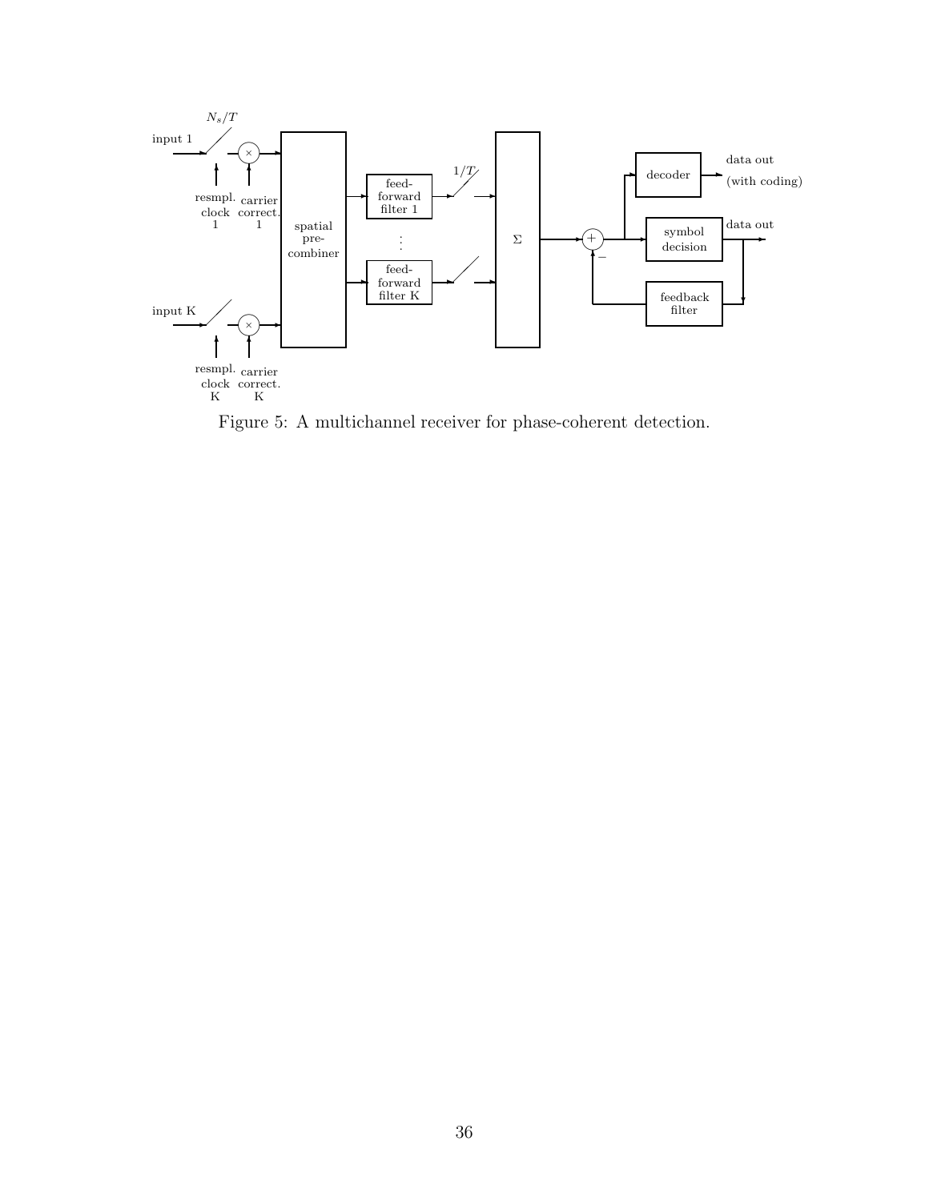Figure 5: A multichannel receiver for phase-coherent detection.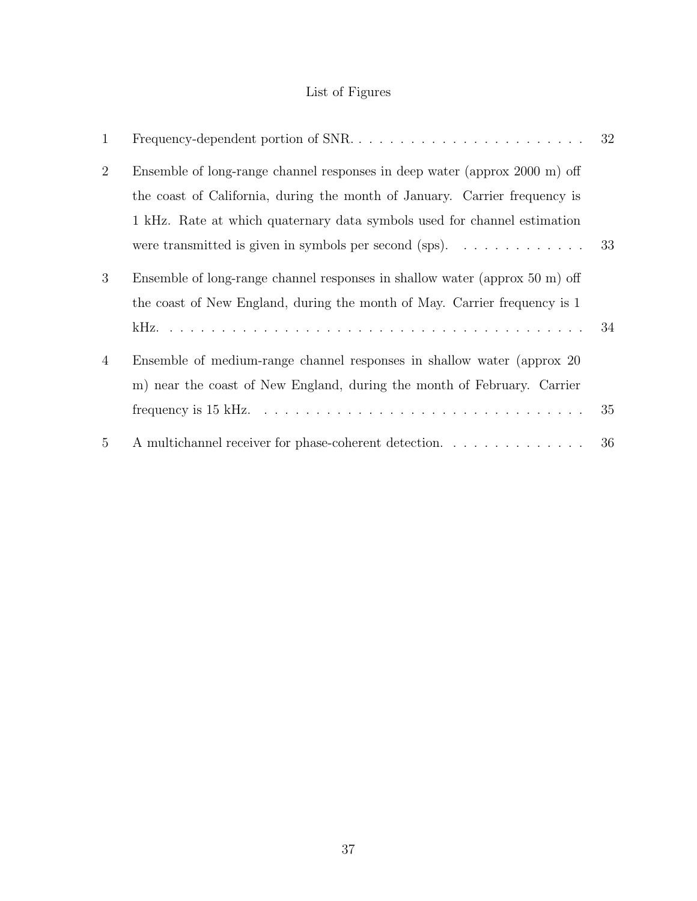# List of Figures

1. Frequency-dependent portion of SNR. . . . . . . . . . . . . . . . . . . . . . . . . 32
2. Ensemble of long-range channel responses in deep water (approx 2000 m) off the coast of California, during the month of January. Carrier frequency is 1 kHz. Rate at which quaternary data symbols used for channel estimation were transmitted is given in symbols per second (sps). . . . . . . . . . . . . 33
3. Ensemble of long-range channel responses in shallow water (approx 50 m) off the coast of New England, during the month of May. Carrier frequency is 1 kHz. . . . . . . . . . . . . . . . . . . . . . . . . . . . . . . . . . . . . . . . . 34
4. Ensemble of medium-range channel responses in shallow water (approx 20 m) near the coast of New England, during the month of February. Carrier frequency is 15 kHz. . . . . . . . . . . . . . . . . . . . . . . . . . . . . . . . . 35
5. A multichannel receiver for phase-coherent detection. . . . . . . . . . . . . . 36